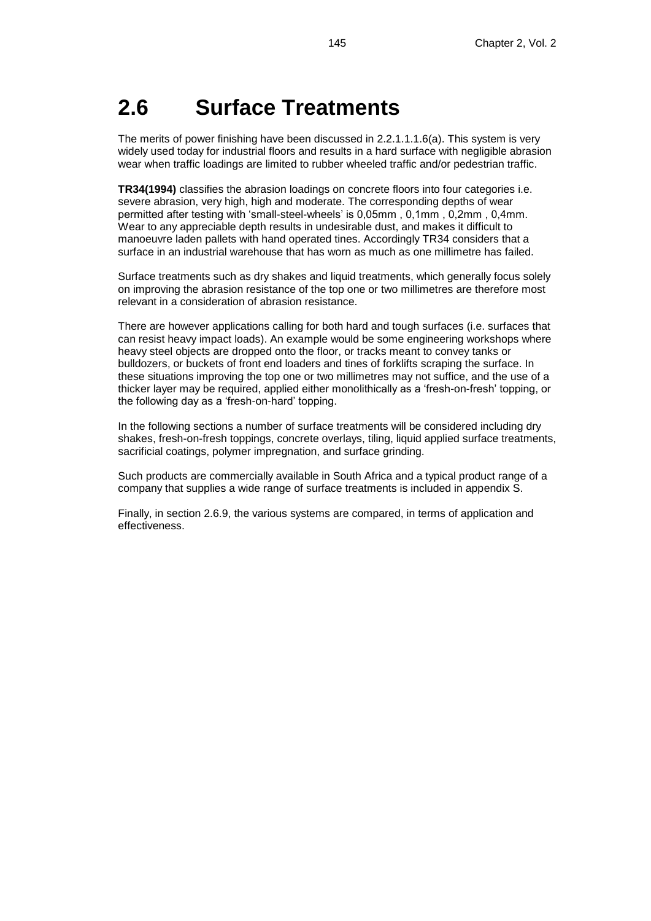# 2.6 Surface Treatments

The merits of power finishing have been discussed in 2.2.1.1.1.6(a). This system is very widely used today for industrial floors and results in a hard surface with negligible abrasion wear when traffic loadings are limited to rubber wheeled traffic and/or pedestrian traffic.

**TR34(1994)** classifies the abrasion loadings on concrete floors into four categories i.e. severe abrasion, very high, high and moderate. The corresponding depths of wear permitted after testing with 'small-steel-wheels' is 0,05mm , 0,1mm , 0,2mm , 0,4mm. Wear to any appreciable depth results in undesirable dust, and makes it difficult to manoeuvre laden pallets with hand operated tines. Accordingly TR34 considers that a surface in an industrial warehouse that has worn as much as one millimetre has failed.

Surface treatments such as dry shakes and liquid treatments, which generally focus solely on improving the abrasion resistance of the top one or two millimetres are therefore most relevant in a consideration of abrasion resistance.

There are however applications calling for both hard and tough surfaces (i.e. surfaces that can resist heavy impact loads). An example would be some engineering workshops where heavy steel objects are dropped onto the floor, or tracks meant to convey tanks or bulldozers, or buckets of front end loaders and tines of forklifts scraping the surface. In these situations improving the top one or two millimetres may not suffice, and the use of a thicker layer may be required, applied either monolithically as a 'fresh-on-fresh' topping, or the following day as a 'fresh-on-hard' topping.

In the following sections a number of surface treatments will be considered including dry shakes, fresh-on-fresh toppings, concrete overlays, tiling, liquid applied surface treatments, sacrificial coatings, polymer impregnation, and surface grinding.

Such products are commercially available in South Africa and a typical product range of a company that supplies a wide range of surface treatments is included in appendix S.

Finally, in section 2.6.9, the various systems are compared, in terms of application and effectiveness.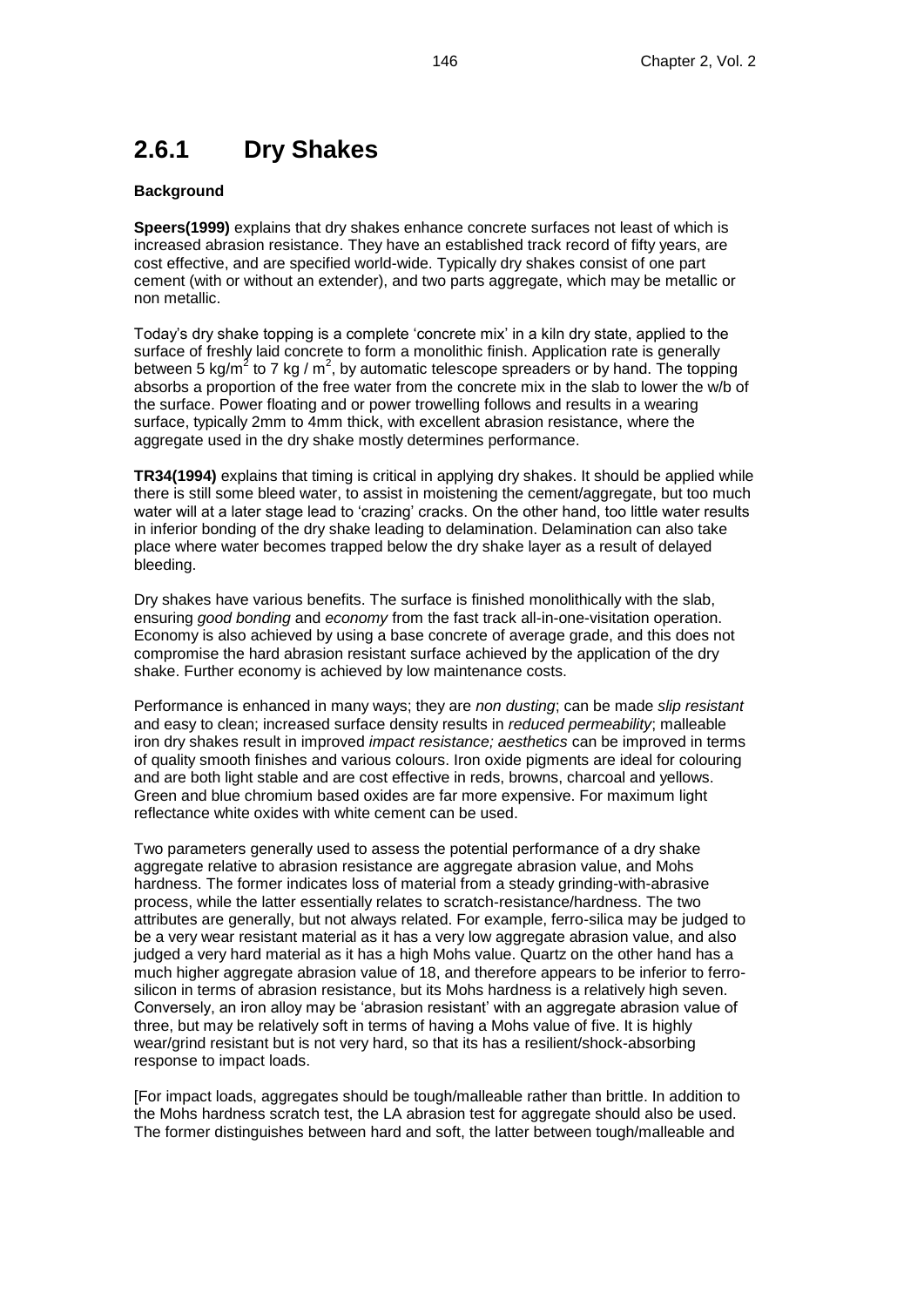## 2.6.1 Dry Shakes

**Background**

**Speers(1999)** explains that dry shakes enhance concrete surfaces not least of which is increased abrasion resistance. They have an established track record of fifty years, are cost effective, and are specified world-wide. Typically dry shakes consist of one part cement (with or without an extender), and two parts aggregate, which may be metallic or non metallic.

Today's dry shake topping is a complete 'concrete mix' in a kiln dry state, applied to the surface of freshly laid concrete to form a monolithic finish. Application rate is generally between 5 kg/$m^2$ to 7 kg / $m^2$, by automatic telescope spreaders or by hand. The topping absorbs a proportion of the free water from the concrete mix in the slab to lower the w/b of the surface. Power floating and or power trowelling follows and results in a wearing surface, typically 2mm to 4mm thick, with excellent abrasion resistance, where the aggregate used in the dry shake mostly determines performance.

**TR34(1994)** explains that timing is critical in applying dry shakes. It should be applied while there is still some bleed water, to assist in moistening the cement/aggregate, but too much water will at a later stage lead to 'crazing' cracks. On the other hand, too little water results in inferior bonding of the dry shake leading to delamination. Delamination can also take place where water becomes trapped below the dry shake layer as a result of delayed bleeding.

Dry shakes have various benefits. The surface is finished monolithically with the slab, ensuring *good bonding* and *economy* from the fast track all-in-one-visitation operation. Economy is also achieved by using a base concrete of average grade, and this does not compromise the hard abrasion resistant surface achieved by the application of the dry shake. Further economy is achieved by low maintenance costs.

Performance is enhanced in many ways; they are *non dusting*; can be made *slip resistant* and easy to clean; increased surface density results in *reduced permeability*; malleable iron dry shakes result in improved *impact resistance; aesthetics* can be improved in terms of quality smooth finishes and various colours. Iron oxide pigments are ideal for colouring and are both light stable and are cost effective in reds, browns, charcoal and yellows. Green and blue chromium based oxides are far more expensive. For maximum light reflectance white oxides with white cement can be used.

Two parameters generally used to assess the potential performance of a dry shake aggregate relative to abrasion resistance are aggregate abrasion value, and Mohs hardness. The former indicates loss of material from a steady grinding-with-abrasive process, while the latter essentially relates to scratch-resistance/hardness. The two attributes are generally, but not always related. For example, ferro-silica may be judged to be a very wear resistant material as it has a very low aggregate abrasion value, and also judged a very hard material as it has a high Mohs value. Quartz on the other hand has a much higher aggregate abrasion value of 18, and therefore appears to be inferior to ferro-silicon in terms of abrasion resistance, but its Mohs hardness is a relatively high seven. Conversely, an iron alloy may be 'abrasion resistant' with an aggregate abrasion value of three, but may be relatively soft in terms of having a Mohs value of five. It is highly wear/grind resistant but is not very hard, so that its has a resilient/shock-absorbing response to impact loads.

[For impact loads, aggregates should be tough/malleable rather than brittle. In addition to the Mohs hardness scratch test, the LA abrasion test for aggregate should also be used. The former distinguishes between hard and soft, the latter between tough/malleable and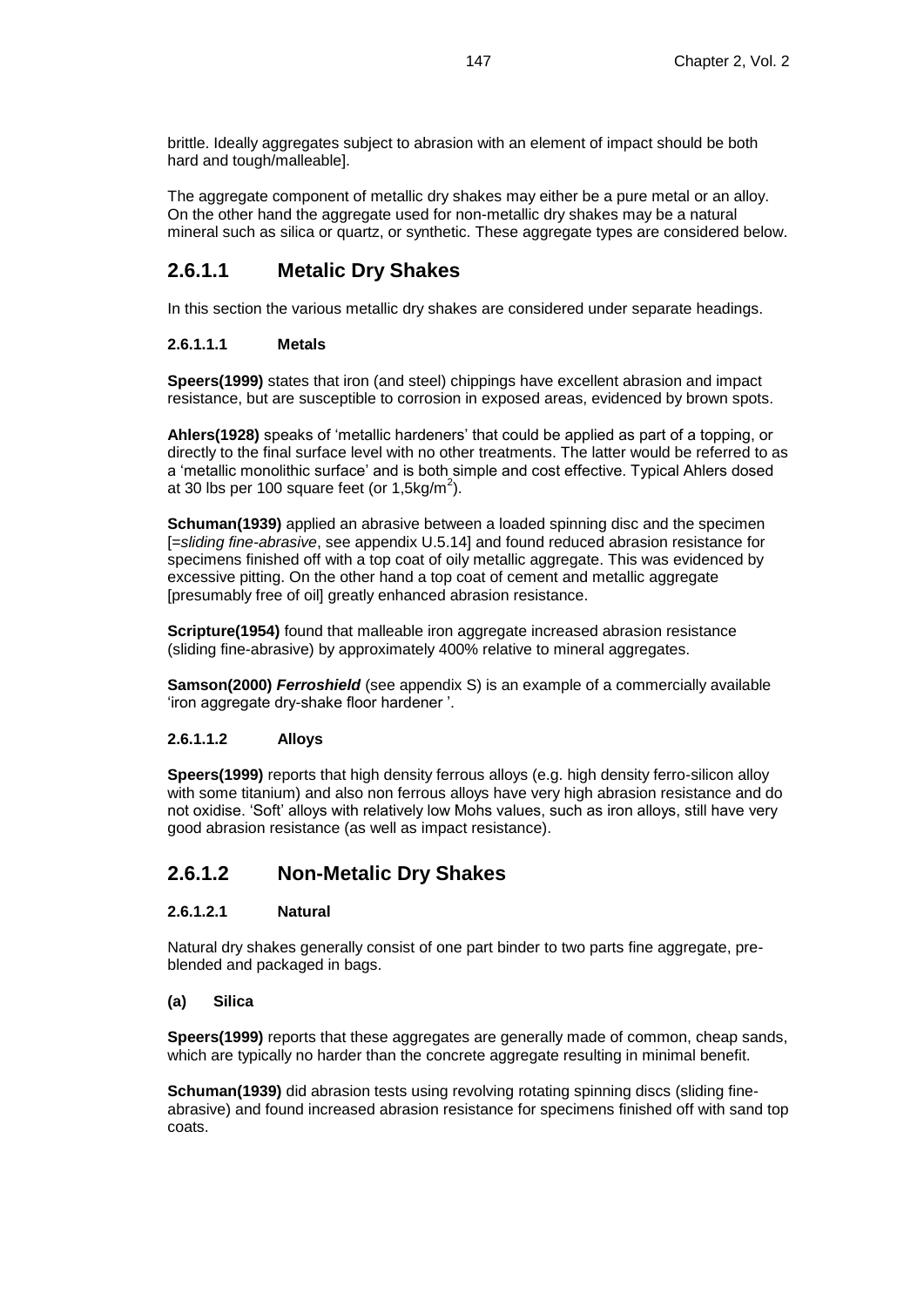brittle. Ideally aggregates subject to abrasion with an element of impact should be both hard and tough/malleable].

The aggregate component of metallic dry shakes may either be a pure metal or an alloy. On the other hand the aggregate used for non-metallic dry shakes may be a natural mineral such as silica or quartz, or synthetic. These aggregate types are considered below.

## 2.6.1.1 Metalic Dry Shakes

In this section the various metallic dry shakes are considered under separate headings.

#### 2.6.1.1.1 Metals

**Speers(1999)** states that iron (and steel) chippings have excellent abrasion and impact resistance, but are susceptible to corrosion in exposed areas, evidenced by brown spots.

**Ahlers(1928)** speaks of 'metallic hardeners' that could be applied as part of a topping, or directly to the final surface level with no other treatments. The latter would be referred to as a 'metallic monolithic surface' and is both simple and cost effective. Typical Ahlers dosed at 30 lbs per 100 square feet (or 1,5kg/m$^2$).

**Schuman(1939)** applied an abrasive between a loaded spinning disc and the specimen [=*sliding fine-abrasive*, see appendix U.5.14] and found reduced abrasion resistance for specimens finished off with a top coat of oily metallic aggregate. This was evidenced by excessive pitting. On the other hand a top coat of cement and metallic aggregate [presumably free of oil] greatly enhanced abrasion resistance.

**Scripture(1954)** found that malleable iron aggregate increased abrasion resistance (sliding fine-abrasive) by approximately 400% relative to mineral aggregates.

**Samson(2000)** ***Ferroshield*** (see appendix S) is an example of a commercially available 'iron aggregate dry-shake floor hardener '.

#### 2.6.1.1.2 Alloys

**Speers(1999)** reports that high density ferrous alloys (e.g. high density ferro-silicon alloy with some titanium) and also non ferrous alloys have very high abrasion resistance and do not oxidise. 'Soft' alloys with relatively low Mohs values, such as iron alloys, still have very good abrasion resistance (as well as impact resistance).

## 2.6.1.2 Non-Metalic Dry Shakes

#### 2.6.1.2.1 Natural

Natural dry shakes generally consist of one part binder to two parts fine aggregate, pre-blended and packaged in bags.

**(a) Silica**

**Speers(1999)** reports that these aggregates are generally made of common, cheap sands, which are typically no harder than the concrete aggregate resulting in minimal benefit.

**Schuman(1939)** did abrasion tests using revolving rotating spinning discs (sliding fine-abrasive) and found increased abrasion resistance for specimens finished off with sand top coats.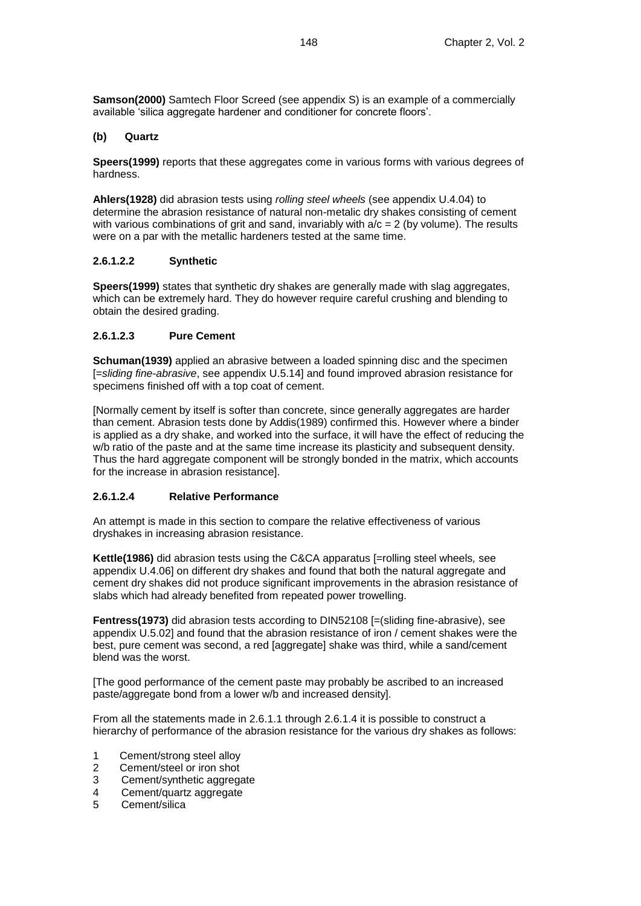**Samson(2000)** Samtech Floor Screed (see appendix S) is an example of a commercially available 'silica aggregate hardener and conditioner for concrete floors'.

**(b) Quartz**

**Speers(1999)** reports that these aggregates come in various forms with various degrees of hardness.

**Ahlers(1928)** did abrasion tests using *rolling steel wheels* (see appendix U.4.04) to determine the abrasion resistance of natural non-metalic dry shakes consisting of cement with various combinations of grit and sand, invariably with $a/c = 2$ (by volume). The results were on a par with the metallic hardeners tested at the same time.

### 2.6.1.2.2 Synthetic

**Speers(1999)** states that synthetic dry shakes are generally made with slag aggregates, which can be extremely hard. They do however require careful crushing and blending to obtain the desired grading.

### 2.6.1.2.3 Pure Cement

**Schuman(1939)** applied an abrasive between a loaded spinning disc and the specimen [=*sliding fine-abrasive*, see appendix U.5.14] and found improved abrasion resistance for specimens finished off with a top coat of cement.

[Normally cement by itself is softer than concrete, since generally aggregates are harder than cement. Abrasion tests done by Addis(1989) confirmed this. However where a binder is applied as a dry shake, and worked into the surface, it will have the effect of reducing the w/b ratio of the paste and at the same time increase its plasticity and subsequent density. Thus the hard aggregate component will be strongly bonded in the matrix, which accounts for the increase in abrasion resistance].

### 2.6.1.2.4 Relative Performance

An attempt is made in this section to compare the relative effectiveness of various dryshakes in increasing abrasion resistance.

**Kettle(1986)** did abrasion tests using the C&CA apparatus [=rolling steel wheels, see appendix U.4.06] on different dry shakes and found that both the natural aggregate and cement dry shakes did not produce significant improvements in the abrasion resistance of slabs which had already benefited from repeated power trowelling.

**Fentress(1973)** did abrasion tests according to DIN52108 [=(sliding fine-abrasive), see appendix U.5.02] and found that the abrasion resistance of iron / cement shakes were the best, pure cement was second, a red [aggregate] shake was third, while a sand/cement blend was the worst.

[The good performance of the cement paste may probably be ascribed to an increased paste/aggregate bond from a lower w/b and increased density].

From all the statements made in 2.6.1.1 through 2.6.1.4 it is possible to construct a hierarchy of performance of the abrasion resistance for the various dry shakes as follows:

1. Cement/strong steel alloy
2. Cement/steel or iron shot
3. Cement/synthetic aggregate
4. Cement/quartz aggregate
5. Cement/silica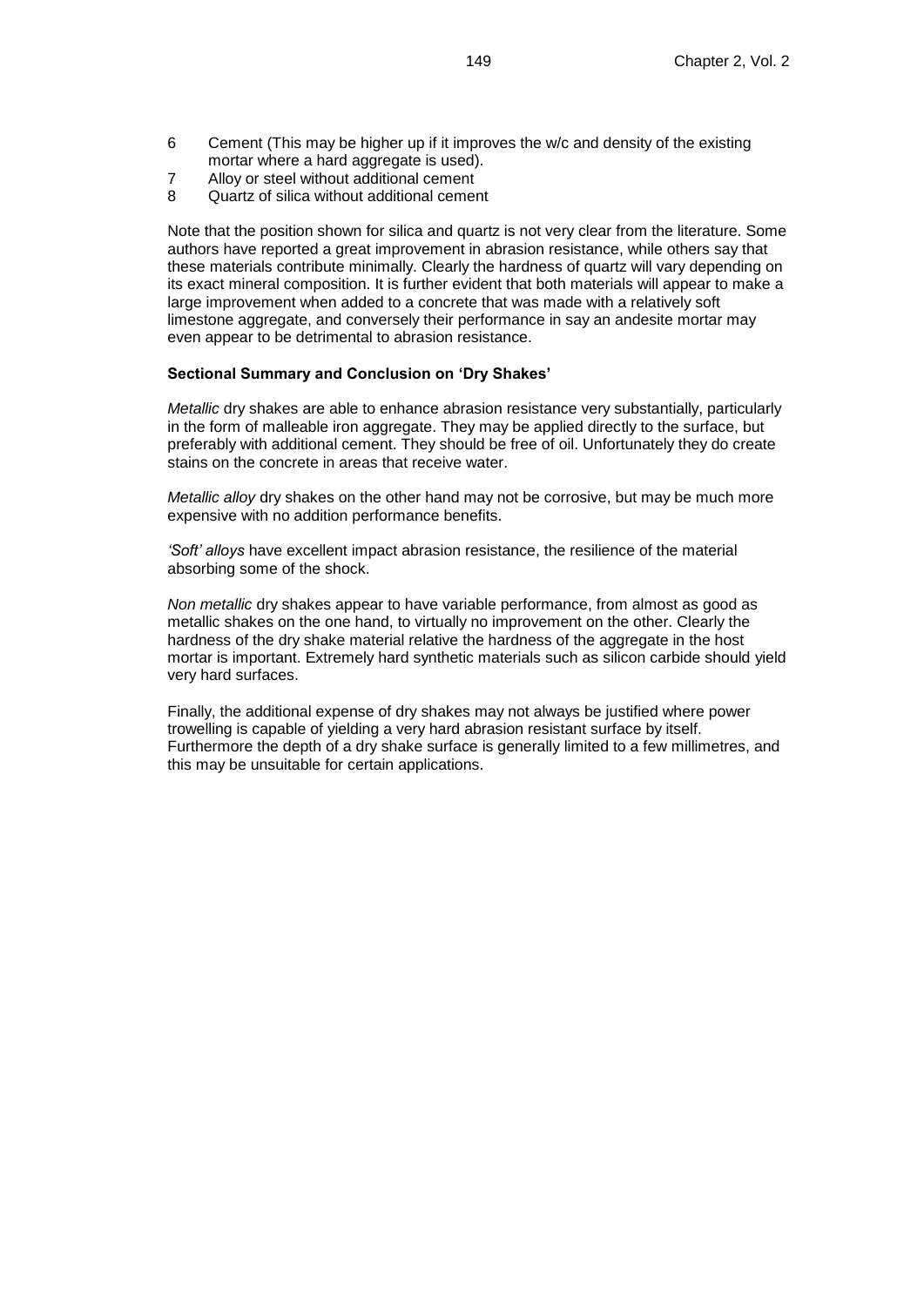6 Cement (This may be higher up if it improves the w/c and density of the existing mortar where a hard aggregate is used).
7 Alloy or steel without additional cement
8 Quartz of silica without additional cement

Note that the position shown for silica and quartz is not very clear from the literature. Some authors have reported a great improvement in abrasion resistance, while others say that these materials contribute minimally. Clearly the hardness of quartz will vary depending on its exact mineral composition. It is further evident that both materials will appear to make a large improvement when added to a concrete that was made with a relatively soft limestone aggregate, and conversely their performance in say an andesite mortar may even appear to be detrimental to abrasion resistance.

**Sectional Summary and Conclusion on 'Dry Shakes'**

*Metallic* dry shakes are able to enhance abrasion resistance very substantially, particularly in the form of malleable iron aggregate. They may be applied directly to the surface, but preferably with additional cement. They should be free of oil. Unfortunately they do create stains on the concrete in areas that receive water.

*Metallic alloy* dry shakes on the other hand may not be corrosive, but may be much more expensive with no addition performance benefits.

*'Soft' alloys* have excellent impact abrasion resistance, the resilience of the material absorbing some of the shock.

*Non metallic* dry shakes appear to have variable performance, from almost as good as metallic shakes on the one hand, to virtually no improvement on the other. Clearly the hardness of the dry shake material relative the hardness of the aggregate in the host mortar is important. Extremely hard synthetic materials such as silicon carbide should yield very hard surfaces.

Finally, the additional expense of dry shakes may not always be justified where power trowelling is capable of yielding a very hard abrasion resistant surface by itself. Furthermore the depth of a dry shake surface is generally limited to a few millimetres, and this may be unsuitable for certain applications.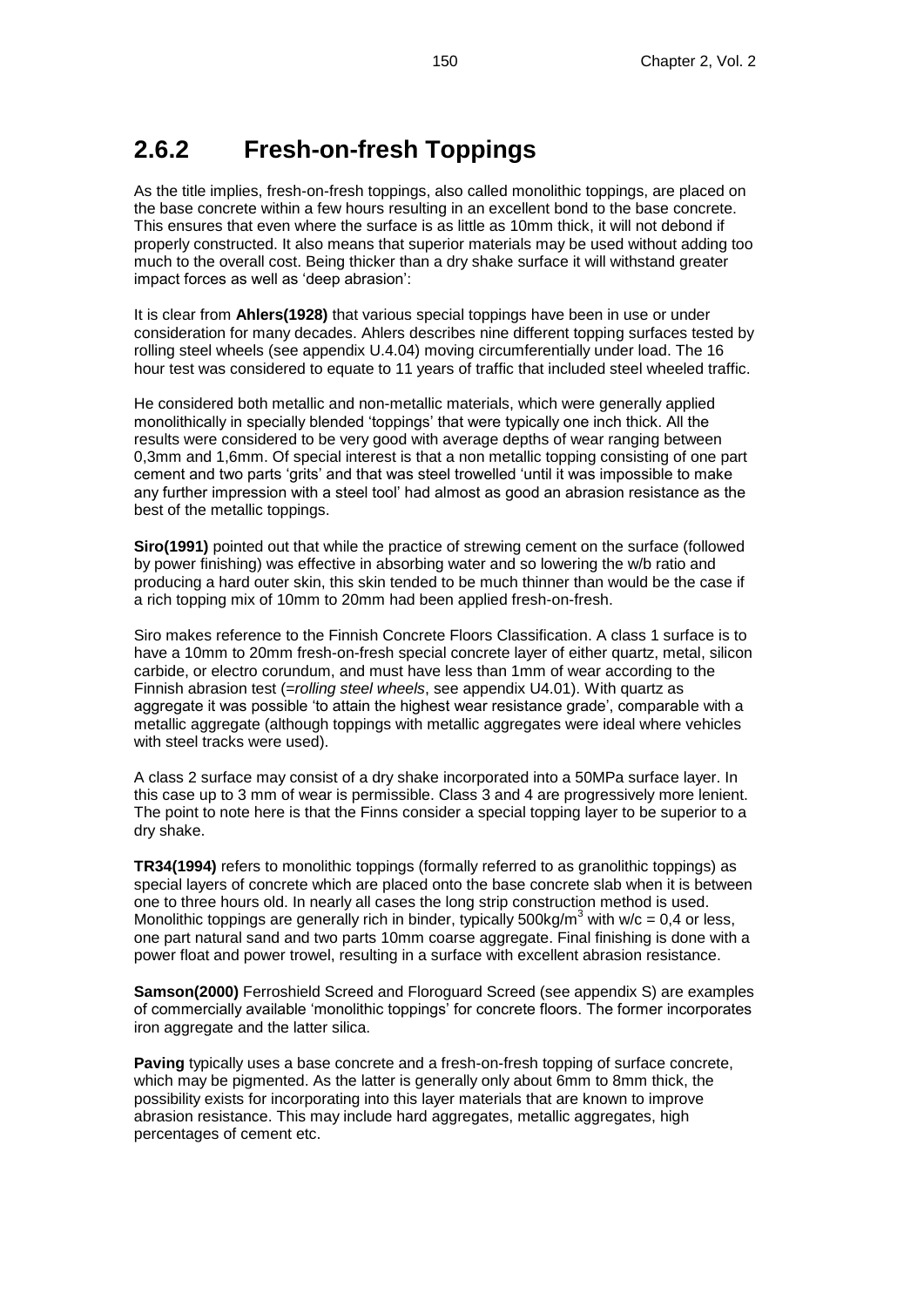## 2.6.2 Fresh-on-fresh Toppings

As the title implies, fresh-on-fresh toppings, also called monolithic toppings, are placed on the base concrete within a few hours resulting in an excellent bond to the base concrete. This ensures that even where the surface is as little as 10mm thick, it will not debond if properly constructed. It also means that superior materials may be used without adding too much to the overall cost. Being thicker than a dry shake surface it will withstand greater impact forces as well as 'deep abrasion':

It is clear from **Ahlers(1928)** that various special toppings have been in use or under consideration for many decades. Ahlers describes nine different topping surfaces tested by rolling steel wheels (see appendix U.4.04) moving circumferentially under load. The 16 hour test was considered to equate to 11 years of traffic that included steel wheeled traffic.

He considered both metallic and non-metallic materials, which were generally applied monolithically in specially blended 'toppings' that were typically one inch thick. All the results were considered to be very good with average depths of wear ranging between 0,3mm and 1,6mm. Of special interest is that a non metallic topping consisting of one part cement and two parts 'grits' and that was steel trowelled 'until it was impossible to make any further impression with a steel tool' had almost as good an abrasion resistance as the best of the metallic toppings.

**Siro(1991)** pointed out that while the practice of strewing cement on the surface (followed by power finishing) was effective in absorbing water and so lowering the w/b ratio and producing a hard outer skin, this skin tended to be much thinner than would be the case if a rich topping mix of 10mm to 20mm had been applied fresh-on-fresh.

Siro makes reference to the Finnish Concrete Floors Classification. A class 1 surface is to have a 10mm to 20mm fresh-on-fresh special concrete layer of either quartz, metal, silicon carbide, or electro corundum, and must have less than 1mm of wear according to the Finnish abrasion test (=*rolling steel wheels*, see appendix U4.01). With quartz as aggregate it was possible 'to attain the highest wear resistance grade', comparable with a metallic aggregate (although toppings with metallic aggregates were ideal where vehicles with steel tracks were used).

A class 2 surface may consist of a dry shake incorporated into a 50MPa surface layer. In this case up to 3 mm of wear is permissible. Class 3 and 4 are progressively more lenient. The point to note here is that the Finns consider a special topping layer to be superior to a dry shake.

**TR34(1994)** refers to monolithic toppings (formally referred to as granolithic toppings) as special layers of concrete which are placed onto the base concrete slab when it is between one to three hours old. In nearly all cases the long strip construction method is used. Monolithic toppings are generally rich in binder, typically 500kg/m$^3$ with w/c = 0,4 or less, one part natural sand and two parts 10mm coarse aggregate. Final finishing is done with a power float and power trowel, resulting in a surface with excellent abrasion resistance.

**Samson(2000)** Ferroshield Screed and Floroguard Screed (see appendix S) are examples of commercially available 'monolithic toppings' for concrete floors. The former incorporates iron aggregate and the latter silica.

**Paving** typically uses a base concrete and a fresh-on-fresh topping of surface concrete, which may be pigmented. As the latter is generally only about 6mm to 8mm thick, the possibility exists for incorporating into this layer materials that are known to improve abrasion resistance. This may include hard aggregates, metallic aggregates, high percentages of cement etc.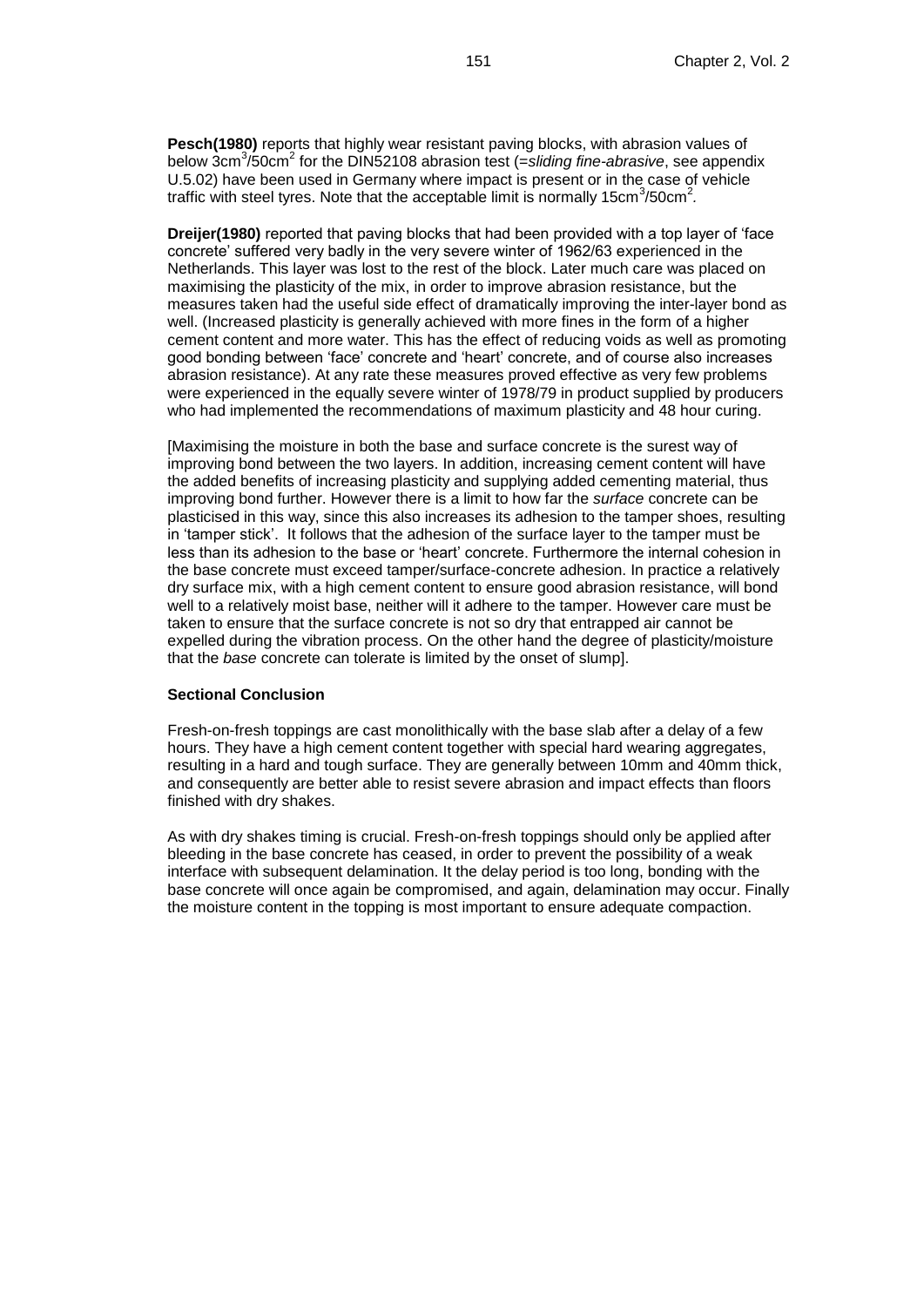**Pesch(1980)** reports that highly wear resistant paving blocks, with abrasion values of below $3cm^3/50cm^2$ for the DIN52108 abrasion test (=*sliding fine-abrasive*, see appendix U.5.02) have been used in Germany where impact is present or in the case of vehicle traffic with steel tyres. Note that the acceptable limit is normally $15cm^3/50cm^2$.

**Dreijer(1980)** reported that paving blocks that had been provided with a top layer of 'face concrete' suffered very badly in the very severe winter of 1962/63 experienced in the Netherlands. This layer was lost to the rest of the block. Later much care was placed on maximising the plasticity of the mix, in order to improve abrasion resistance, but the measures taken had the useful side effect of dramatically improving the inter-layer bond as well. (Increased plasticity is generally achieved with more fines in the form of a higher cement content and more water. This has the effect of reducing voids as well as promoting good bonding between 'face' concrete and 'heart' concrete, and of course also increases abrasion resistance). At any rate these measures proved effective as very few problems were experienced in the equally severe winter of 1978/79 in product supplied by producers who had implemented the recommendations of maximum plasticity and 48 hour curing.

[Maximising the moisture in both the base and surface concrete is the surest way of improving bond between the two layers. In addition, increasing cement content will have the added benefits of increasing plasticity and supplying added cementing material, thus improving bond further. However there is a limit to how far the *surface* concrete can be plasticised in this way, since this also increases its adhesion to the tamper shoes, resulting in 'tamper stick'. It follows that the adhesion of the surface layer to the tamper must be less than its adhesion to the base or 'heart' concrete. Furthermore the internal cohesion in the base concrete must exceed tamper/surface-concrete adhesion. In practice a relatively dry surface mix, with a high cement content to ensure good abrasion resistance, will bond well to a relatively moist base, neither will it adhere to the tamper. However care must be taken to ensure that the surface concrete is not so dry that entrapped air cannot be expelled during the vibration process. On the other hand the degree of plasticity/moisture that the *base* concrete can tolerate is limited by the onset of slump].

### Sectional Conclusion

Fresh-on-fresh toppings are cast monolithically with the base slab after a delay of a few hours. They have a high cement content together with special hard wearing aggregates, resulting in a hard and tough surface. They are generally between 10mm and 40mm thick, and consequently are better able to resist severe abrasion and impact effects than floors finished with dry shakes.

As with dry shakes timing is crucial. Fresh-on-fresh toppings should only be applied after bleeding in the base concrete has ceased, in order to prevent the possibility of a weak interface with subsequent delamination. It the delay period is too long, bonding with the base concrete will once again be compromised, and again, delamination may occur. Finally the moisture content in the topping is most important to ensure adequate compaction.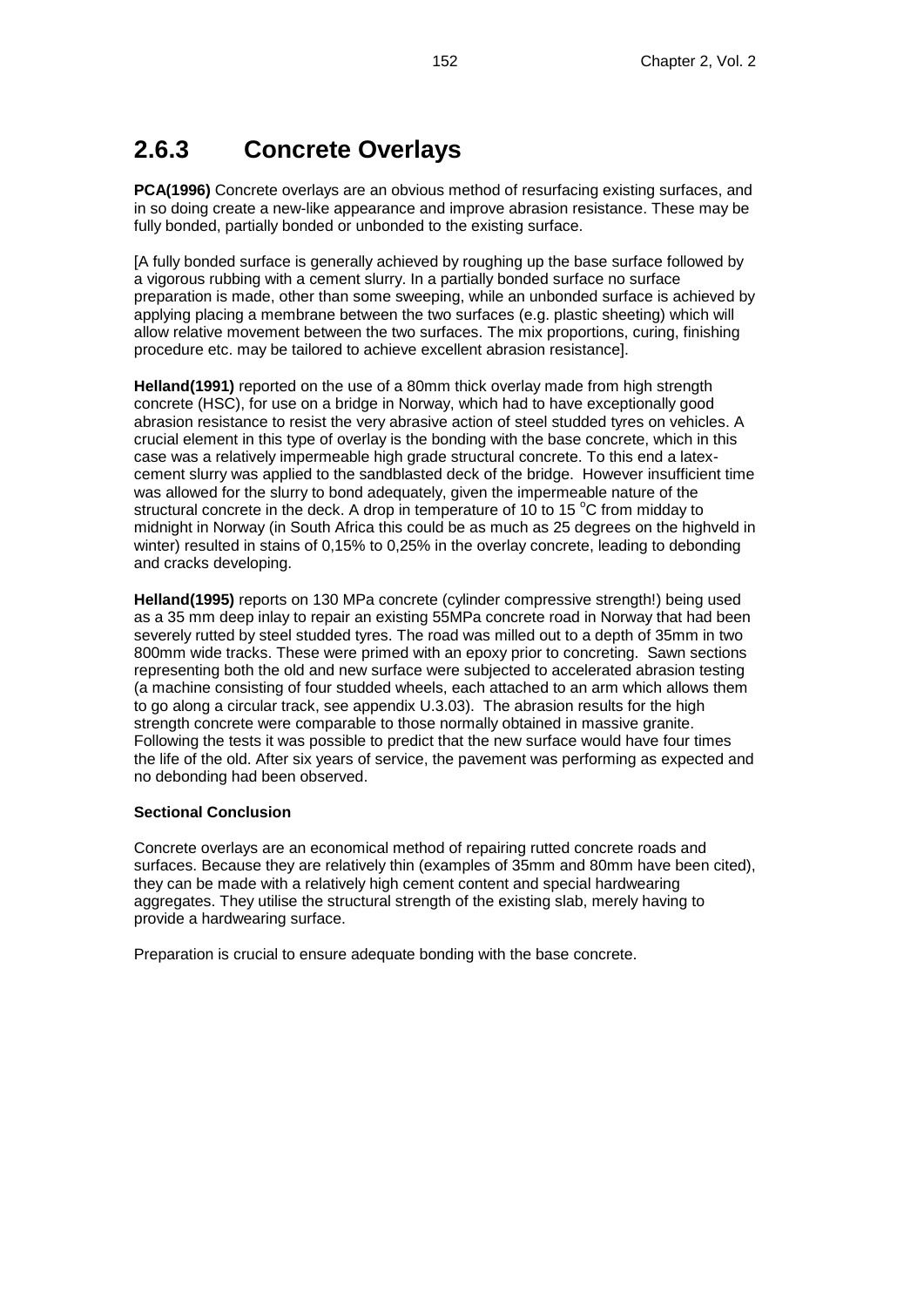## 2.6.3 Concrete Overlays

**PCA(1996)** Concrete overlays are an obvious method of resurfacing existing surfaces, and in so doing create a new-like appearance and improve abrasion resistance. These may be fully bonded, partially bonded or unbonded to the existing surface.

[A fully bonded surface is generally achieved by roughing up the base surface followed by a vigorous rubbing with a cement slurry. In a partially bonded surface no surface preparation is made, other than some sweeping, while an unbonded surface is achieved by applying placing a membrane between the two surfaces (e.g. plastic sheeting) which will allow relative movement between the two surfaces. The mix proportions, curing, finishing procedure etc. may be tailored to achieve excellent abrasion resistance].

**Helland(1991)** reported on the use of a 80mm thick overlay made from high strength concrete (HSC), for use on a bridge in Norway, which had to have exceptionally good abrasion resistance to resist the very abrasive action of steel studded tyres on vehicles. A crucial element in this type of overlay is the bonding with the base concrete, which in this case was a relatively impermeable high grade structural concrete. To this end a latex-cement slurry was applied to the sandblasted deck of the bridge. However insufficient time was allowed for the slurry to bond adequately, given the impermeable nature of the structural concrete in the deck. A drop in temperature of 10 to 15 $^{o}$C from midday to midnight in Norway (in South Africa this could be as much as 25 degrees on the highveld in winter) resulted in stains of 0,15% to 0,25% in the overlay concrete, leading to debonding and cracks developing.

**Helland(1995)** reports on 130 MPa concrete (cylinder compressive strength!) being used as a 35 mm deep inlay to repair an existing 55MPa concrete road in Norway that had been severely rutted by steel studded tyres. The road was milled out to a depth of 35mm in two 800mm wide tracks. These were primed with an epoxy prior to concreting. Sawn sections representing both the old and new surface were subjected to accelerated abrasion testing (a machine consisting of four studded wheels, each attached to an arm which allows them to go along a circular track, see appendix U.3.03). The abrasion results for the high strength concrete were comparable to those normally obtained in massive granite. Following the tests it was possible to predict that the new surface would have four times the life of the old. After six years of service, the pavement was performing as expected and no debonding had been observed.

**Sectional Conclusion**

Concrete overlays are an economical method of repairing rutted concrete roads and surfaces. Because they are relatively thin (examples of 35mm and 80mm have been cited), they can be made with a relatively high cement content and special hardwearing aggregates. They utilise the structural strength of the existing slab, merely having to provide a hardwearing surface.

Preparation is crucial to ensure adequate bonding with the base concrete.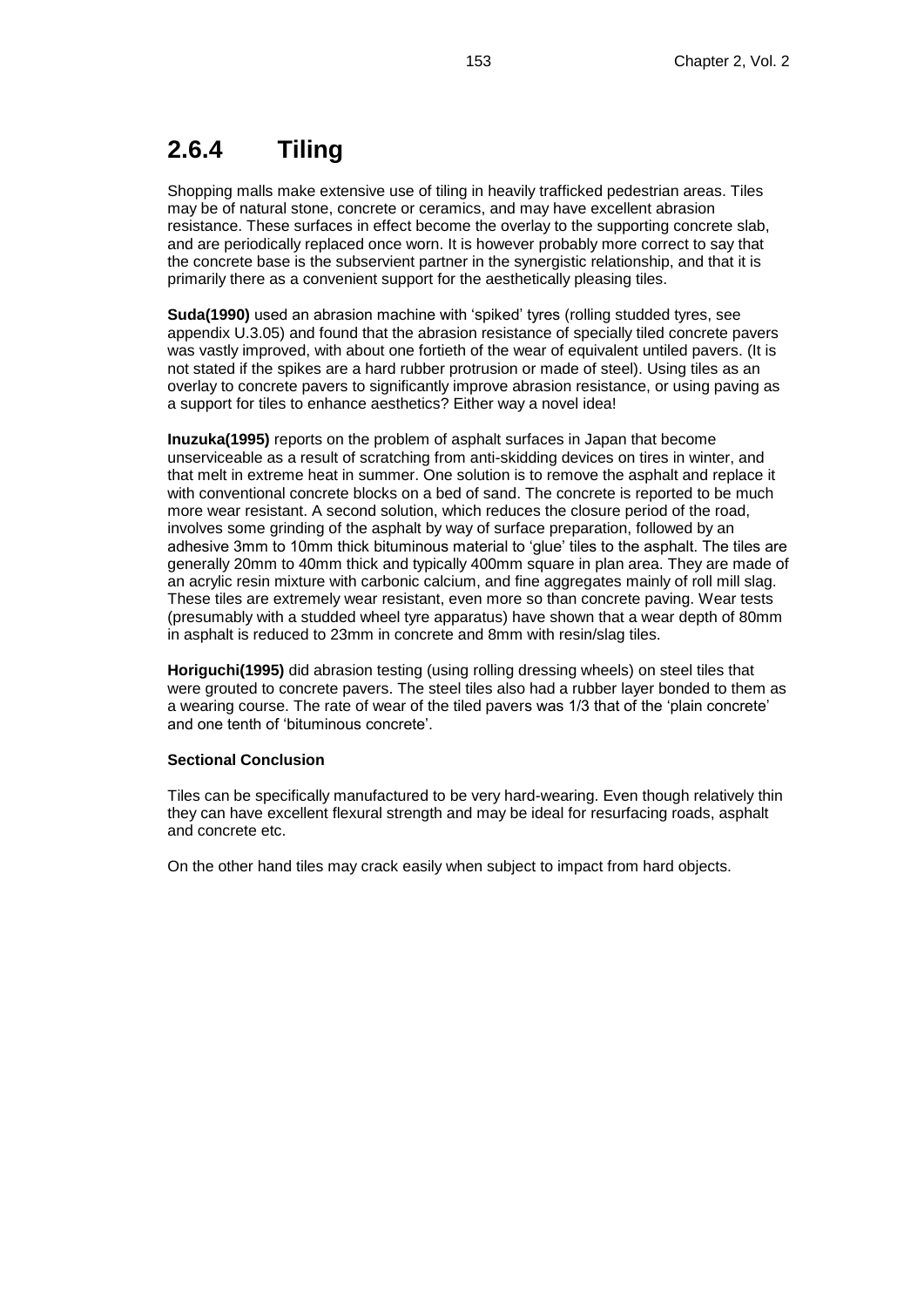## 2.6.4 Tiling

Shopping malls make extensive use of tiling in heavily trafficked pedestrian areas. Tiles may be of natural stone, concrete or ceramics, and may have excellent abrasion resistance. These surfaces in effect become the overlay to the supporting concrete slab, and are periodically replaced once worn. It is however probably more correct to say that the concrete base is the subservient partner in the synergistic relationship, and that it is primarily there as a convenient support for the aesthetically pleasing tiles.

**Suda(1990)** used an abrasion machine with 'spiked' tyres (rolling studded tyres, see appendix U.3.05) and found that the abrasion resistance of specially tiled concrete pavers was vastly improved, with about one fortieth of the wear of equivalent untiled pavers. (It is not stated if the spikes are a hard rubber protrusion or made of steel). Using tiles as an overlay to concrete pavers to significantly improve abrasion resistance, or using paving as a support for tiles to enhance aesthetics? Either way a novel idea!

**Inuzuka(1995)** reports on the problem of asphalt surfaces in Japan that become unserviceable as a result of scratching from anti-skidding devices on tires in winter, and that melt in extreme heat in summer. One solution is to remove the asphalt and replace it with conventional concrete blocks on a bed of sand. The concrete is reported to be much more wear resistant. A second solution, which reduces the closure period of the road, involves some grinding of the asphalt by way of surface preparation, followed by an adhesive 3mm to 10mm thick bituminous material to 'glue' tiles to the asphalt. The tiles are generally 20mm to 40mm thick and typically 400mm square in plan area. They are made of an acrylic resin mixture with carbonic calcium, and fine aggregates mainly of roll mill slag. These tiles are extremely wear resistant, even more so than concrete paving. Wear tests (presumably with a studded wheel tyre apparatus) have shown that a wear depth of 80mm in asphalt is reduced to 23mm in concrete and 8mm with resin/slag tiles.

**Horiguchi(1995)** did abrasion testing (using rolling dressing wheels) on steel tiles that were grouted to concrete pavers. The steel tiles also had a rubber layer bonded to them as a wearing course. The rate of wear of the tiled pavers was 1/3 that of the 'plain concrete' and one tenth of 'bituminous concrete'.

**Sectional Conclusion**

Tiles can be specifically manufactured to be very hard-wearing. Even though relatively thin they can have excellent flexural strength and may be ideal for resurfacing roads, asphalt and concrete etc.

On the other hand tiles may crack easily when subject to impact from hard objects.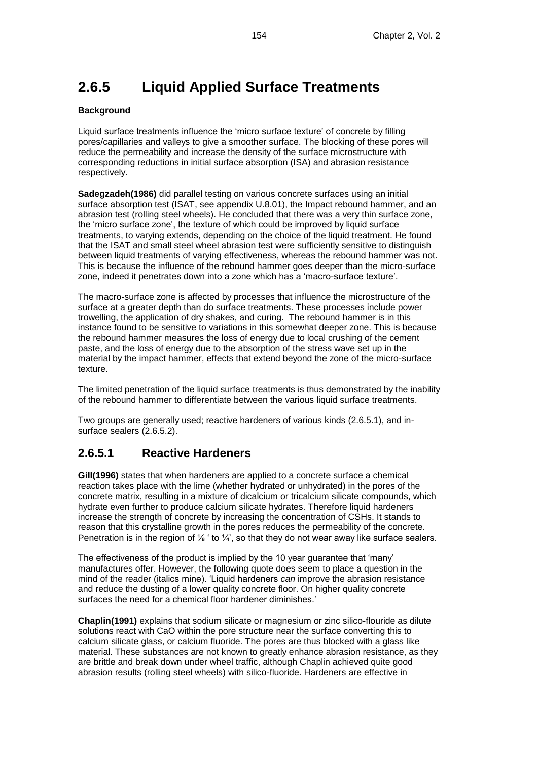## 2.6.5 Liquid Applied Surface Treatments

**Background**

Liquid surface treatments influence the 'micro surface texture' of concrete by filling pores/capillaries and valleys to give a smoother surface. The blocking of these pores will reduce the permeability and increase the density of the surface microstructure with corresponding reductions in initial surface absorption (ISA) and abrasion resistance respectively.

**Sadegzadeh(1986)** did parallel testing on various concrete surfaces using an initial surface absorption test (ISAT, see appendix U.8.01), the Impact rebound hammer, and an abrasion test (rolling steel wheels). He concluded that there was a very thin surface zone, the 'micro surface zone', the texture of which could be improved by liquid surface treatments, to varying extends, depending on the choice of the liquid treatment. He found that the ISAT and small steel wheel abrasion test were sufficiently sensitive to distinguish between liquid treatments of varying effectiveness, whereas the rebound hammer was not. This is because the influence of the rebound hammer goes deeper than the micro-surface zone, indeed it penetrates down into a zone which has a 'macro-surface texture'.

The macro-surface zone is affected by processes that influence the microstructure of the surface at a greater depth than do surface treatments. These processes include power trowelling, the application of dry shakes, and curing. The rebound hammer is in this instance found to be sensitive to variations in this somewhat deeper zone. This is because the rebound hammer measures the loss of energy due to local crushing of the cement paste, and the loss of energy due to the absorption of the stress wave set up in the material by the impact hammer, effects that extend beyond the zone of the micro-surface texture.

The limited penetration of the liquid surface treatments is thus demonstrated by the inability of the rebound hammer to differentiate between the various liquid surface treatments.

Two groups are generally used; reactive hardeners of various kinds (2.6.5.1), and in-surface sealers (2.6.5.2).

### 2.6.5.1 Reactive Hardeners

**Gill(1996)** states that when hardeners are applied to a concrete surface a chemical reaction takes place with the lime (whether hydrated or unhydrated) in the pores of the concrete matrix, resulting in a mixture of dicalcium or tricalcium silicate compounds, which hydrate even further to produce calcium silicate hydrates. Therefore liquid hardeners increase the strength of concrete by increasing the concentration of CSHs. It stands to reason that this crystalline growth in the pores reduces the permeability of the concrete. Penetration is in the region of ⅛ ' to ¼', so that they do not wear away like surface sealers.

The effectiveness of the product is implied by the 10 year guarantee that 'many' manufactures offer. However, the following quote does seem to place a question in the mind of the reader (italics mine). 'Liquid hardeners *can* improve the abrasion resistance and reduce the dusting of a lower quality concrete floor. On higher quality concrete surfaces the need for a chemical floor hardener diminishes.'

**Chaplin(1991)** explains that sodium silicate or magnesium or zinc silico-flouride as dilute solutions react with CaO within the pore structure near the surface converting this to calcium silicate glass, or calcium fluoride. The pores are thus blocked with a glass like material. These substances are not known to greatly enhance abrasion resistance, as they are brittle and break down under wheel traffic, although Chaplin achieved quite good abrasion results (rolling steel wheels) with silico-fluoride. Hardeners are effective in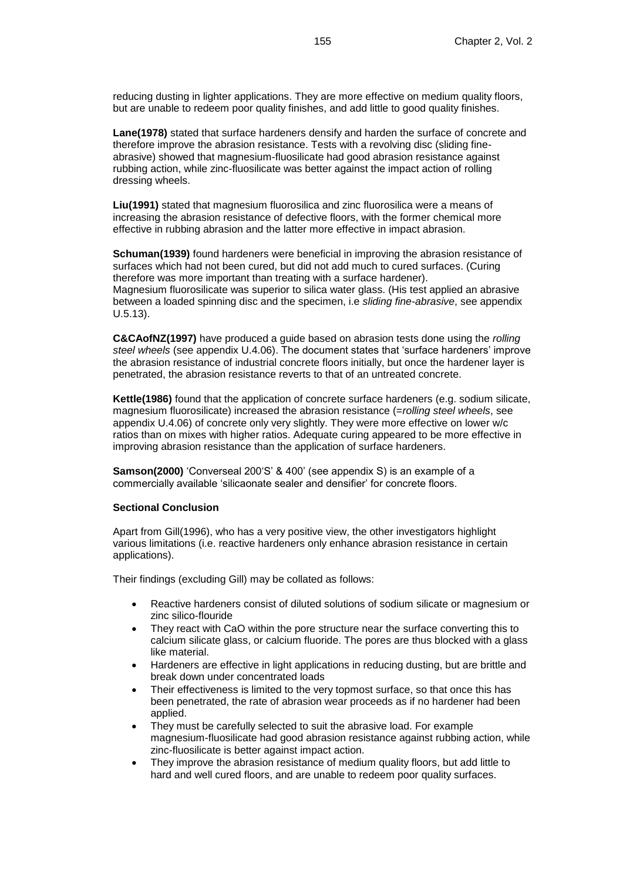reducing dusting in lighter applications. They are more effective on medium quality floors, but are unable to redeem poor quality finishes, and add little to good quality finishes.

**Lane(1978)** stated that surface hardeners densify and harden the surface of concrete and therefore improve the abrasion resistance. Tests with a revolving disc (sliding fine-abrasive) showed that magnesium-fluosilicate had good abrasion resistance against rubbing action, while zinc-fluosilicate was better against the impact action of rolling dressing wheels.

**Liu(1991)** stated that magnesium fluorosilica and zinc fluorosilica were a means of increasing the abrasion resistance of defective floors, with the former chemical more effective in rubbing abrasion and the latter more effective in impact abrasion.

**Schuman(1939)** found hardeners were beneficial in improving the abrasion resistance of surfaces which had not been cured, but did not add much to cured surfaces. (Curing therefore was more important than treating with a surface hardener).
Magnesium fluorosilicate was superior to silica water glass. (His test applied an abrasive between a loaded spinning disc and the specimen, i.e *sliding fine-abrasive*, see appendix U.5.13).

**C&CAofNZ(1997)** have produced a guide based on abrasion tests done using the *rolling steel wheels* (see appendix U.4.06). The document states that 'surface hardeners' improve the abrasion resistance of industrial concrete floors initially, but once the hardener layer is penetrated, the abrasion resistance reverts to that of an untreated concrete.

**Kettle(1986)** found that the application of concrete surface hardeners (e.g. sodium silicate, magnesium fluorosilicate) increased the abrasion resistance (=*rolling steel wheels*, see appendix U.4.06) of concrete only very slightly. They were more effective on lower w/c ratios than on mixes with higher ratios. Adequate curing appeared to be more effective in improving abrasion resistance than the application of surface hardeners.

**Samson(2000)** 'Converseal 200'S' & 400' (see appendix S) is an example of a commercially available 'silicaonate sealer and densifier' for concrete floors.

**Sectional Conclusion**

Apart from Gill(1996), who has a very positive view, the other investigators highlight various limitations (i.e. reactive hardeners only enhance abrasion resistance in certain applications).

Their findings (excluding Gill) may be collated as follows:

- Reactive hardeners consist of diluted solutions of sodium silicate or magnesium or zinc silico-flouride
- They react with CaO within the pore structure near the surface converting this to calcium silicate glass, or calcium fluoride. The pores are thus blocked with a glass like material.
- Hardeners are effective in light applications in reducing dusting, but are brittle and break down under concentrated loads
- Their effectiveness is limited to the very topmost surface, so that once this has been penetrated, the rate of abrasion wear proceeds as if no hardener had been applied.
- They must be carefully selected to suit the abrasive load. For example magnesium-fluosilicate had good abrasion resistance against rubbing action, while zinc-fluosilicate is better against impact action.
- They improve the abrasion resistance of medium quality floors, but add little to hard and well cured floors, and are unable to redeem poor quality surfaces.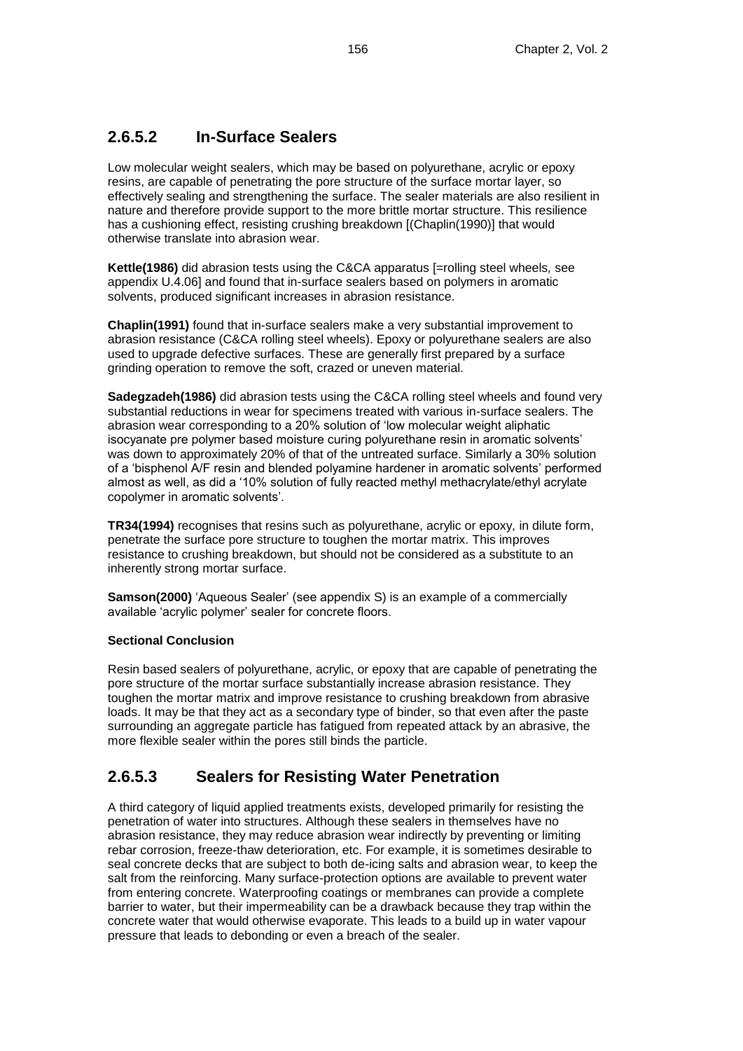## 2.6.5.2 In-Surface Sealers

Low molecular weight sealers, which may be based on polyurethane, acrylic or epoxy resins, are capable of penetrating the pore structure of the surface mortar layer, so effectively sealing and strengthening the surface. The sealer materials are also resilient in nature and therefore provide support to the more brittle mortar structure. This resilience has a cushioning effect, resisting crushing breakdown [(Chaplin(1990)] that would otherwise translate into abrasion wear.

**Kettle(1986)** did abrasion tests using the C&CA apparatus [=rolling steel wheels, see appendix U.4.06] and found that in-surface sealers based on polymers in aromatic solvents, produced significant increases in abrasion resistance.

**Chaplin(1991)** found that in-surface sealers make a very substantial improvement to abrasion resistance (C&CA rolling steel wheels). Epoxy or polyurethane sealers are also used to upgrade defective surfaces. These are generally first prepared by a surface grinding operation to remove the soft, crazed or uneven material.

**Sadegzadeh(1986)** did abrasion tests using the C&CA rolling steel wheels and found very substantial reductions in wear for specimens treated with various in-surface sealers. The abrasion wear corresponding to a 20% solution of 'low molecular weight aliphatic isocyanate pre polymer based moisture curing polyurethane resin in aromatic solvents' was down to approximately 20% of that of the untreated surface. Similarly a 30% solution of a 'bisphenol A/F resin and blended polyamine hardener in aromatic solvents' performed almost as well, as did a '10% solution of fully reacted methyl methacrylate/ethyl acrylate copolymer in aromatic solvents'.

**TR34(1994)** recognises that resins such as polyurethane, acrylic or epoxy, in dilute form, penetrate the surface pore structure to toughen the mortar matrix. This improves resistance to crushing breakdown, but should not be considered as a substitute to an inherently strong mortar surface.

**Samson(2000)** 'Aqueous Sealer' (see appendix S) is an example of a commercially available 'acrylic polymer' sealer for concrete floors.

**Sectional Conclusion**

Resin based sealers of polyurethane, acrylic, or epoxy that are capable of penetrating the pore structure of the mortar surface substantially increase abrasion resistance. They toughen the mortar matrix and improve resistance to crushing breakdown from abrasive loads. It may be that they act as a secondary type of binder, so that even after the paste surrounding an aggregate particle has fatigued from repeated attack by an abrasive, the more flexible sealer within the pores still binds the particle.

## 2.6.5.3 Sealers for Resisting Water Penetration

A third category of liquid applied treatments exists, developed primarily for resisting the penetration of water into structures. Although these sealers in themselves have no abrasion resistance, they may reduce abrasion wear indirectly by preventing or limiting rebar corrosion, freeze-thaw deterioration, etc. For example, it is sometimes desirable to seal concrete decks that are subject to both de-icing salts and abrasion wear, to keep the salt from the reinforcing. Many surface-protection options are available to prevent water from entering concrete. Waterproofing coatings or membranes can provide a complete barrier to water, but their impermeability can be a drawback because they trap within the concrete water that would otherwise evaporate. This leads to a build up in water vapour pressure that leads to debonding or even a breach of the sealer.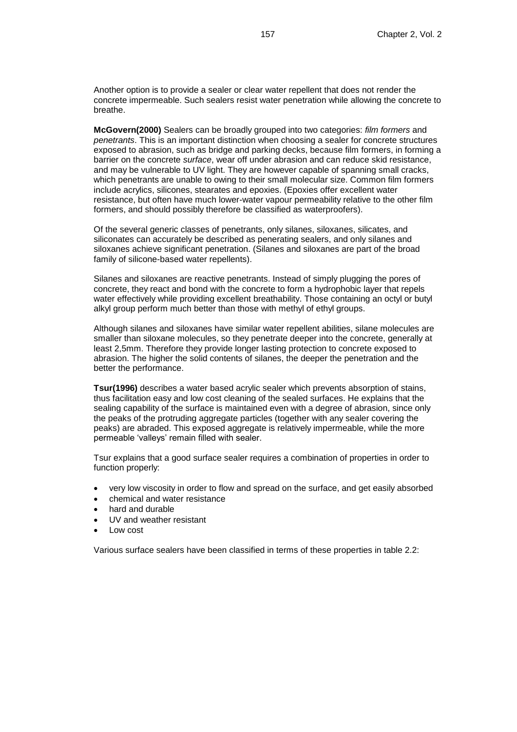Another option is to provide a sealer or clear water repellent that does not render the concrete impermeable. Such sealers resist water penetration while allowing the concrete to breathe.

**McGovern(2000)** Sealers can be broadly grouped into two categories: *film formers* and *penetrants*. This is an important distinction when choosing a sealer for concrete structures exposed to abrasion, such as bridge and parking decks, because film formers, in forming a barrier on the concrete *surface*, wear off under abrasion and can reduce skid resistance, and may be vulnerable to UV light. They are however capable of spanning small cracks, which penetrants are unable to owing to their small molecular size. Common film formers include acrylics, silicones, stearates and epoxies. (Epoxies offer excellent water resistance, but often have much lower-water vapour permeability relative to the other film formers, and should possibly therefore be classified as waterproofers).

Of the several generic classes of penetrants, only silanes, siloxanes, silicates, and siliconates can accurately be described as penerating sealers, and only silanes and siloxanes achieve significant penetration. (Silanes and siloxanes are part of the broad family of silicone-based water repellents).

Silanes and siloxanes are reactive penetrants. Instead of simply plugging the pores of concrete, they react and bond with the concrete to form a hydrophobic layer that repels water effectively while providing excellent breathability. Those containing an octyl or butyl alkyl group perform much better than those with methyl of ethyl groups.

Although silanes and siloxanes have similar water repellent abilities, silane molecules are smaller than siloxane molecules, so they penetrate deeper into the concrete, generally at least 2,5mm. Therefore they provide longer lasting protection to concrete exposed to abrasion. The higher the solid contents of silanes, the deeper the penetration and the better the performance.

**Tsur(1996)** describes a water based acrylic sealer which prevents absorption of stains, thus facilitation easy and low cost cleaning of the sealed surfaces. He explains that the sealing capability of the surface is maintained even with a degree of abrasion, since only the peaks of the protruding aggregate particles (together with any sealer covering the peaks) are abraded. This exposed aggregate is relatively impermeable, while the more permeable 'valleys' remain filled with sealer.

Tsur explains that a good surface sealer requires a combination of properties in order to function properly:

- very low viscosity in order to flow and spread on the surface, and get easily absorbed
- chemical and water resistance
- hard and durable
- UV and weather resistant
- Low cost

Various surface sealers have been classified in terms of these properties in table 2.2: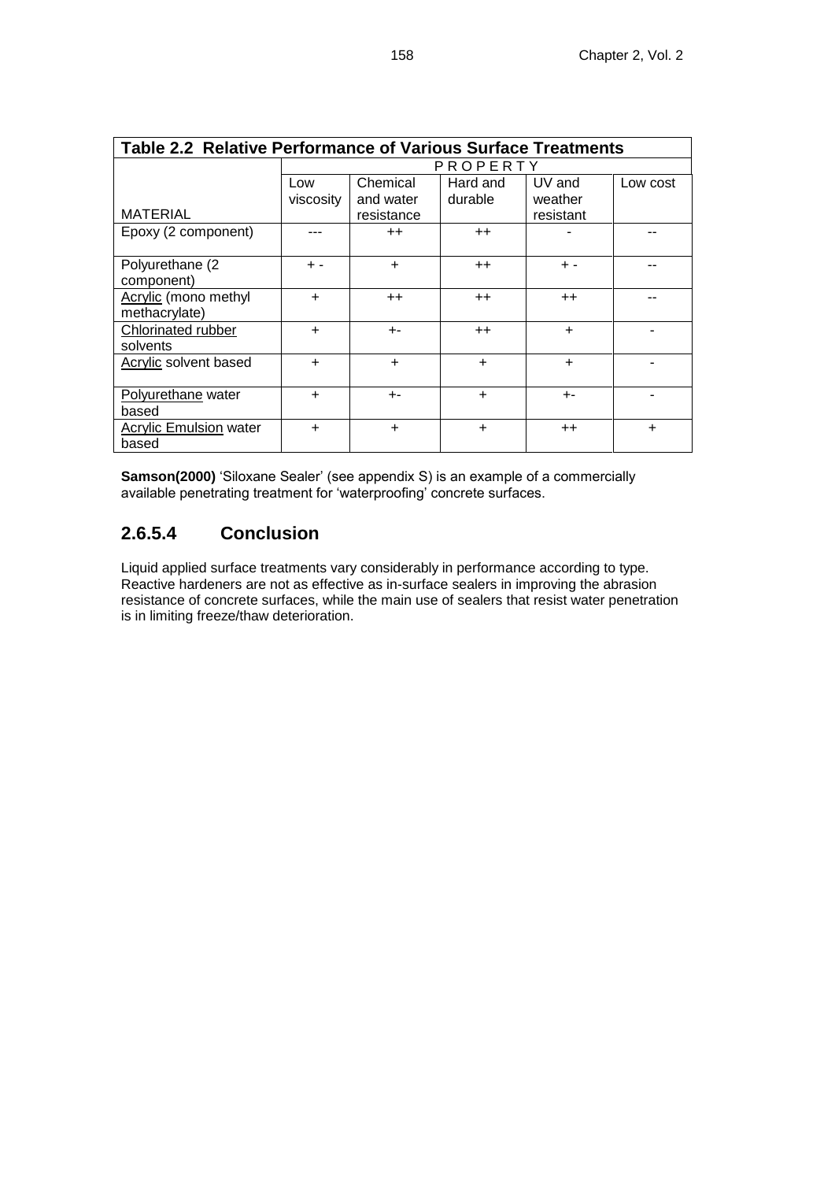**Table 2.2 Relative Performance of Various Surface Treatments**

| | PROPERTY | | | | |
|---|---|---|---|---|---|
| MATERIAL | Low viscosity | Chemical and water resistance | Hard and durable | UV and weather resistant | Low cost |
| Epoxy (2 component) | --- | ++ | ++ | - | -- |
| Polyurethane (2 component) | + - | + | ++ | + - | -- |
| Acrylic (mono methyl methacrylate) | + | ++ | ++ | ++ | -- |
| Chlorinated rubber solvents | + | +- | ++ | + | - |
| Acrylic solvent based | + | + | + | + | - |
| Polyurethane water based | + | +- | + | +- | - |
| Acrylic Emulsion water based | + | + | + | ++ | + |

**Samson(2000)** 'Siloxane Sealer' (see appendix S) is an example of a commercially available penetrating treatment for 'waterproofing' concrete surfaces.

## 2.6.5.4 Conclusion

Liquid applied surface treatments vary considerably in performance according to type. Reactive hardeners are not as effective as in-surface sealers in improving the abrasion resistance of concrete surfaces, while the main use of sealers that resist water penetration is in limiting freeze/thaw deterioration.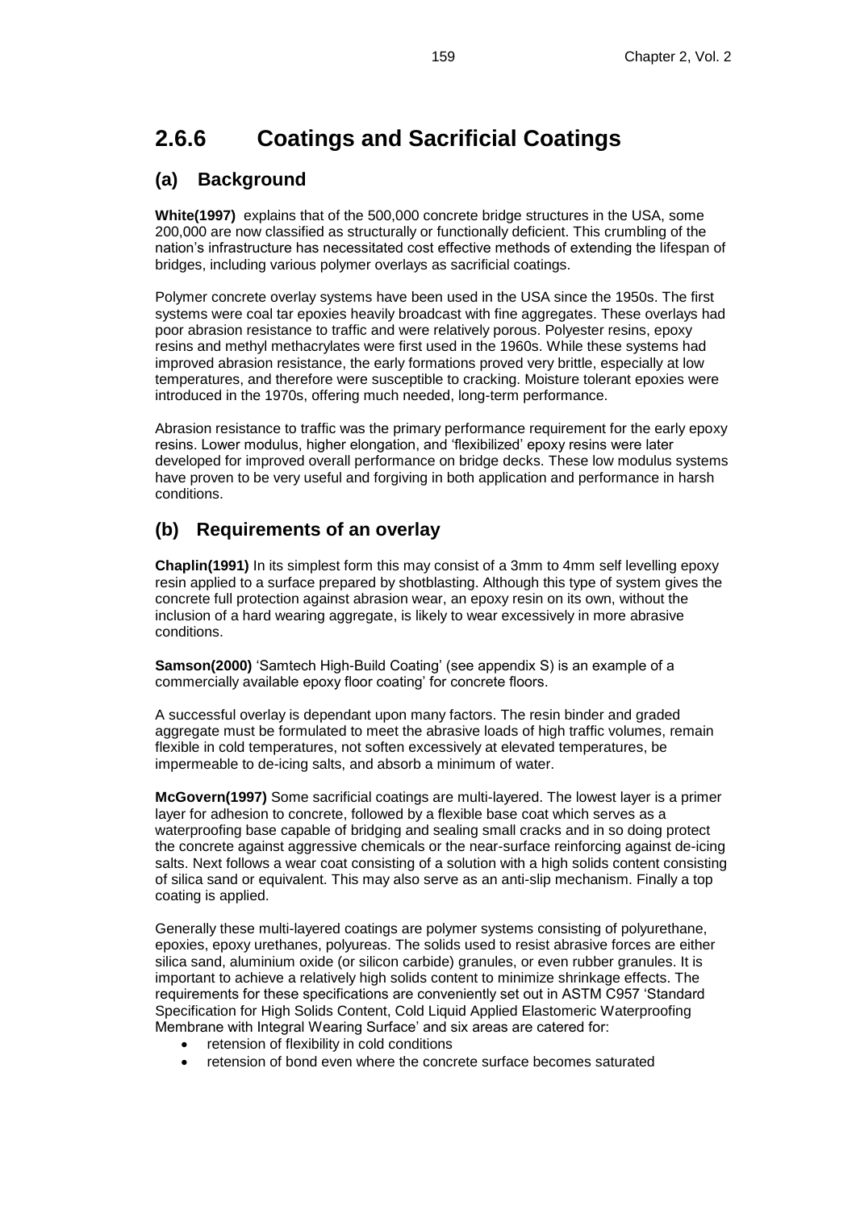## 2.6.6 Coatings and Sacrificial Coatings

### (a) Background

**White(1997)** explains that of the 500,000 concrete bridge structures in the USA, some 200,000 are now classified as structurally or functionally deficient. This crumbling of the nation's infrastructure has necessitated cost effective methods of extending the lifespan of bridges, including various polymer overlays as sacrificial coatings.

Polymer concrete overlay systems have been used in the USA since the 1950s. The first systems were coal tar epoxies heavily broadcast with fine aggregates. These overlays had poor abrasion resistance to traffic and were relatively porous. Polyester resins, epoxy resins and methyl methacrylates were first used in the 1960s. While these systems had improved abrasion resistance, the early formations proved very brittle, especially at low temperatures, and therefore were susceptible to cracking. Moisture tolerant epoxies were introduced in the 1970s, offering much needed, long-term performance.

Abrasion resistance to traffic was the primary performance requirement for the early epoxy resins. Lower modulus, higher elongation, and 'flexibilized' epoxy resins were later developed for improved overall performance on bridge decks. These low modulus systems have proven to be very useful and forgiving in both application and performance in harsh conditions.

### (b) Requirements of an overlay

**Chaplin(1991)** In its simplest form this may consist of a 3mm to 4mm self levelling epoxy resin applied to a surface prepared by shotblasting. Although this type of system gives the concrete full protection against abrasion wear, an epoxy resin on its own, without the inclusion of a hard wearing aggregate, is likely to wear excessively in more abrasive conditions.

**Samson(2000)** 'Samtech High-Build Coating' (see appendix S) is an example of a commercially available epoxy floor coating' for concrete floors.

A successful overlay is dependant upon many factors. The resin binder and graded aggregate must be formulated to meet the abrasive loads of high traffic volumes, remain flexible in cold temperatures, not soften excessively at elevated temperatures, be impermeable to de-icing salts, and absorb a minimum of water.

**McGovern(1997)** Some sacrificial coatings are multi-layered. The lowest layer is a primer layer for adhesion to concrete, followed by a flexible base coat which serves as a waterproofing base capable of bridging and sealing small cracks and in so doing protect the concrete against aggressive chemicals or the near-surface reinforcing against de-icing salts. Next follows a wear coat consisting of a solution with a high solids content consisting of silica sand or equivalent. This may also serve as an anti-slip mechanism. Finally a top coating is applied.

Generally these multi-layered coatings are polymer systems consisting of polyurethane, epoxies, epoxy urethanes, polyureas. The solids used to resist abrasive forces are either silica sand, aluminium oxide (or silicon carbide) granules, or even rubber granules. It is important to achieve a relatively high solids content to minimize shrinkage effects. The requirements for these specifications are conveniently set out in ASTM C957 'Standard Specification for High Solids Content, Cold Liquid Applied Elastomeric Waterproofing Membrane with Integral Wearing Surface' and six areas are catered for:

- retension of flexibility in cold conditions
- retension of bond even where the concrete surface becomes saturated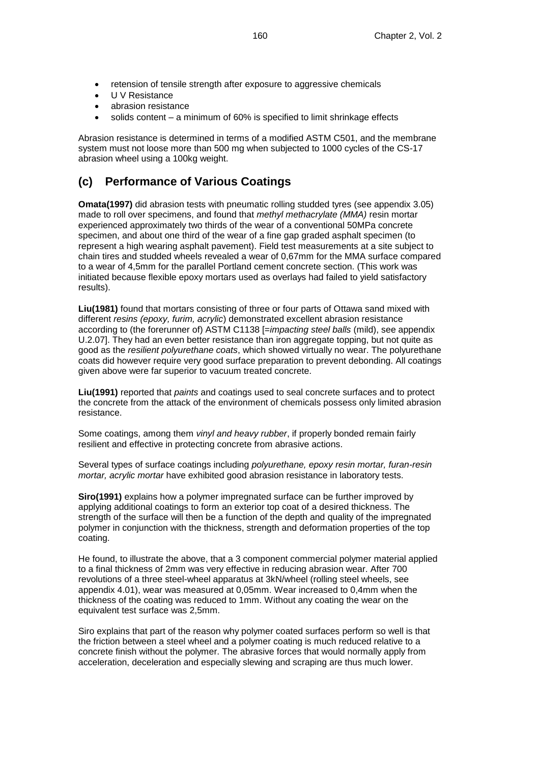- retension of tensile strength after exposure to aggressive chemicals
- U V Resistance
- abrasion resistance
- solids content – a minimum of 60% is specified to limit shrinkage effects

Abrasion resistance is determined in terms of a modified ASTM C501, and the membrane system must not loose more than 500 mg when subjected to 1000 cycles of the CS-17 abrasion wheel using a 100kg weight.

## (c) Performance of Various Coatings

**Omata(1997)** did abrasion tests with pneumatic rolling studded tyres (see appendix 3.05) made to roll over specimens, and found that *methyl methacrylate (MMA)* resin mortar experienced approximately two thirds of the wear of a conventional 50MPa concrete specimen, and about one third of the wear of a fine gap graded asphalt specimen (to represent a high wearing asphalt pavement). Field test measurements at a site subject to chain tires and studded wheels revealed a wear of 0,67mm for the MMA surface compared to a wear of 4,5mm for the parallel Portland cement concrete section. (This work was initiated because flexible epoxy mortars used as overlays had failed to yield satisfactory results).

**Liu(1981)** found that mortars consisting of three or four parts of Ottawa sand mixed with different *resins (epoxy, furim, acrylic*) demonstrated excellent abrasion resistance according to (the forerunner of) ASTM C1138 [=*impacting steel balls* (mild), see appendix U.2.07]. They had an even better resistance than iron aggregate topping, but not quite as good as the *resilient polyurethane coats*, which showed virtually no wear. The polyurethane coats did however require very good surface preparation to prevent debonding. All coatings given above were far superior to vacuum treated concrete.

**Liu(1991)** reported that *paints* and coatings used to seal concrete surfaces and to protect the concrete from the attack of the environment of chemicals possess only limited abrasion resistance.

Some coatings, among them *vinyl and heavy rubber*, if properly bonded remain fairly resilient and effective in protecting concrete from abrasive actions.

Several types of surface coatings including *polyurethane, epoxy resin mortar, furan-resin mortar, acrylic mortar* have exhibited good abrasion resistance in laboratory tests.

**Siro(1991)** explains how a polymer impregnated surface can be further improved by applying additional coatings to form an exterior top coat of a desired thickness. The strength of the surface will then be a function of the depth and quality of the impregnated polymer in conjunction with the thickness, strength and deformation properties of the top coating.

He found, to illustrate the above, that a 3 component commercial polymer material applied to a final thickness of 2mm was very effective in reducing abrasion wear. After 700 revolutions of a three steel-wheel apparatus at 3kN/wheel (rolling steel wheels, see appendix 4.01), wear was measured at 0,05mm. Wear increased to 0,4mm when the thickness of the coating was reduced to 1mm. Without any coating the wear on the equivalent test surface was 2,5mm.

Siro explains that part of the reason why polymer coated surfaces perform so well is that the friction between a steel wheel and a polymer coating is much reduced relative to a concrete finish without the polymer. The abrasive forces that would normally apply from acceleration, deceleration and especially slewing and scraping are thus much lower.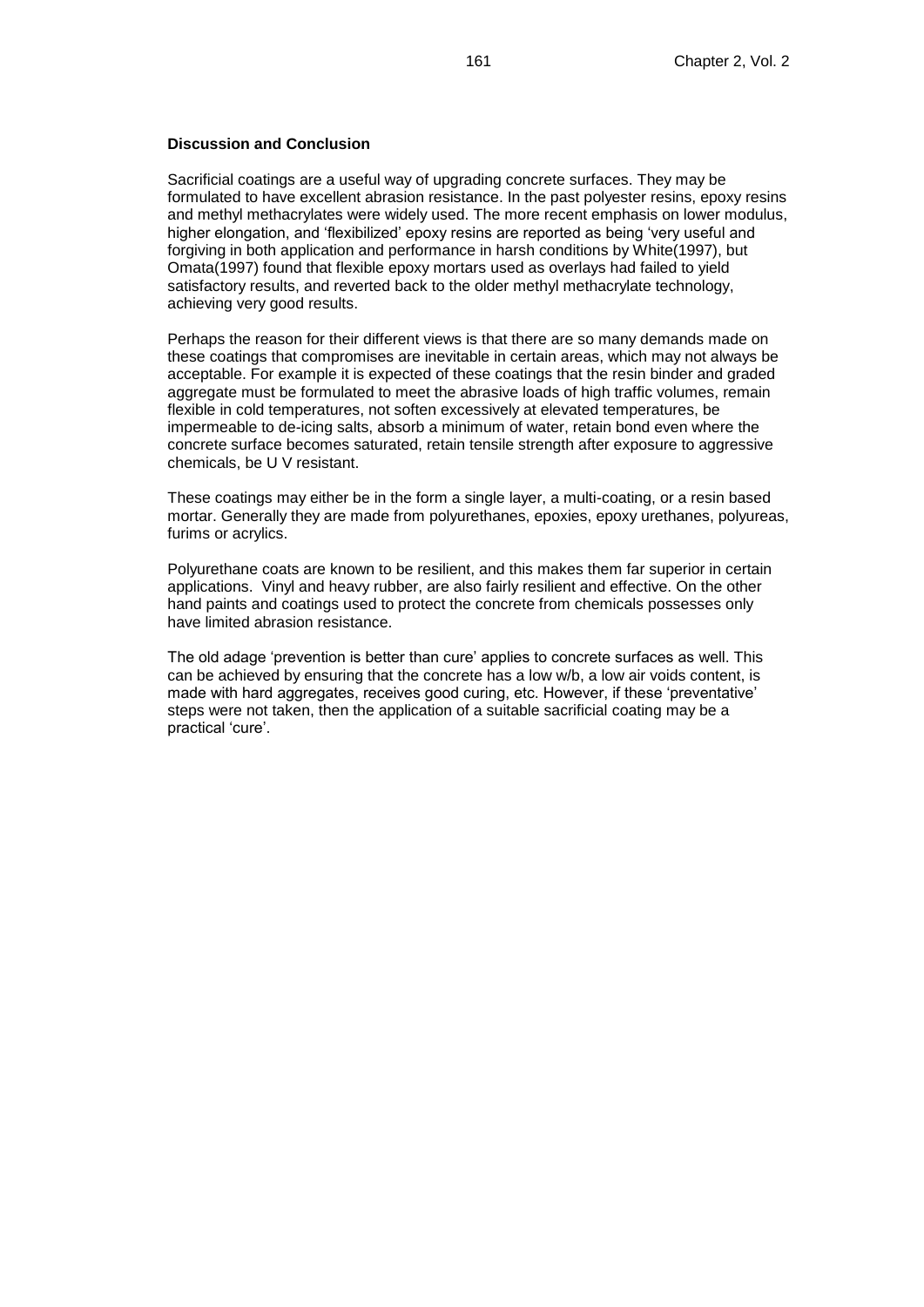**Discussion and Conclusion**

Sacrificial coatings are a useful way of upgrading concrete surfaces. They may be formulated to have excellent abrasion resistance. In the past polyester resins, epoxy resins and methyl methacrylates were widely used. The more recent emphasis on lower modulus, higher elongation, and 'flexibilized' epoxy resins are reported as being 'very useful and forgiving in both application and performance in harsh conditions by White(1997), but Omata(1997) found that flexible epoxy mortars used as overlays had failed to yield satisfactory results, and reverted back to the older methyl methacrylate technology, achieving very good results.

Perhaps the reason for their different views is that there are so many demands made on these coatings that compromises are inevitable in certain areas, which may not always be acceptable. For example it is expected of these coatings that the resin binder and graded aggregate must be formulated to meet the abrasive loads of high traffic volumes, remain flexible in cold temperatures, not soften excessively at elevated temperatures, be impermeable to de-icing salts, absorb a minimum of water, retain bond even where the concrete surface becomes saturated, retain tensile strength after exposure to aggressive chemicals, be U V resistant.

These coatings may either be in the form a single layer, a multi-coating, or a resin based mortar. Generally they are made from polyurethanes, epoxies, epoxy urethanes, polyureas, furims or acrylics.

Polyurethane coats are known to be resilient, and this makes them far superior in certain applications. Vinyl and heavy rubber, are also fairly resilient and effective. On the other hand paints and coatings used to protect the concrete from chemicals possesses only have limited abrasion resistance.

The old adage 'prevention is better than cure' applies to concrete surfaces as well. This can be achieved by ensuring that the concrete has a low w/b, a low air voids content, is made with hard aggregates, receives good curing, etc. However, if these 'preventative' steps were not taken, then the application of a suitable sacrificial coating may be a practical 'cure'.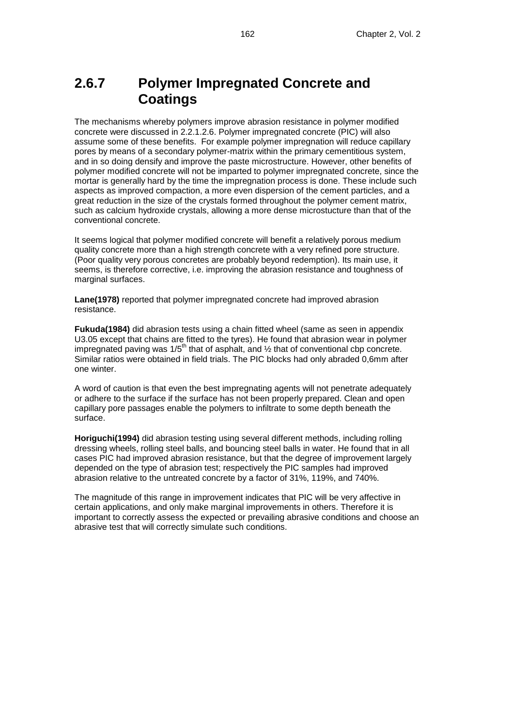## 2.6.7 Polymer Impregnated Concrete and Coatings

The mechanisms whereby polymers improve abrasion resistance in polymer modified concrete were discussed in 2.2.1.2.6. Polymer impregnated concrete (PIC) will also assume some of these benefits. For example polymer impregnation will reduce capillary pores by means of a secondary polymer-matrix within the primary cementitious system, and in so doing densify and improve the paste microstructure. However, other benefits of polymer modified concrete will not be imparted to polymer impregnated concrete, since the mortar is generally hard by the time the impregnation process is done. These include such aspects as improved compaction, a more even dispersion of the cement particles, and a great reduction in the size of the crystals formed throughout the polymer cement matrix, such as calcium hydroxide crystals, allowing a more dense microstucture than that of the conventional concrete.

It seems logical that polymer modified concrete will benefit a relatively porous medium quality concrete more than a high strength concrete with a very refined pore structure. (Poor quality very porous concretes are probably beyond redemption). Its main use, it seems, is therefore corrective, i.e. improving the abrasion resistance and toughness of marginal surfaces.

**Lane(1978)** reported that polymer impregnated concrete had improved abrasion resistance.

**Fukuda(1984)** did abrasion tests using a chain fitted wheel (same as seen in appendix U3.05 except that chains are fitted to the tyres). He found that abrasion wear in polymer impregnated paving was $1/5^{th}$ that of asphalt, and ½ that of conventional cbp concrete. Similar ratios were obtained in field trials. The PIC blocks had only abraded 0,6mm after one winter.

A word of caution is that even the best impregnating agents will not penetrate adequately or adhere to the surface if the surface has not been properly prepared. Clean and open capillary pore passages enable the polymers to infiltrate to some depth beneath the surface.

**Horiguchi(1994)** did abrasion testing using several different methods, including rolling dressing wheels, rolling steel balls, and bouncing steel balls in water. He found that in all cases PIC had improved abrasion resistance, but that the degree of improvement largely depended on the type of abrasion test; respectively the PIC samples had improved abrasion relative to the untreated concrete by a factor of 31%, 119%, and 740%.

The magnitude of this range in improvement indicates that PIC will be very affective in certain applications, and only make marginal improvements in others. Therefore it is important to correctly assess the expected or prevailing abrasive conditions and choose an abrasive test that will correctly simulate such conditions.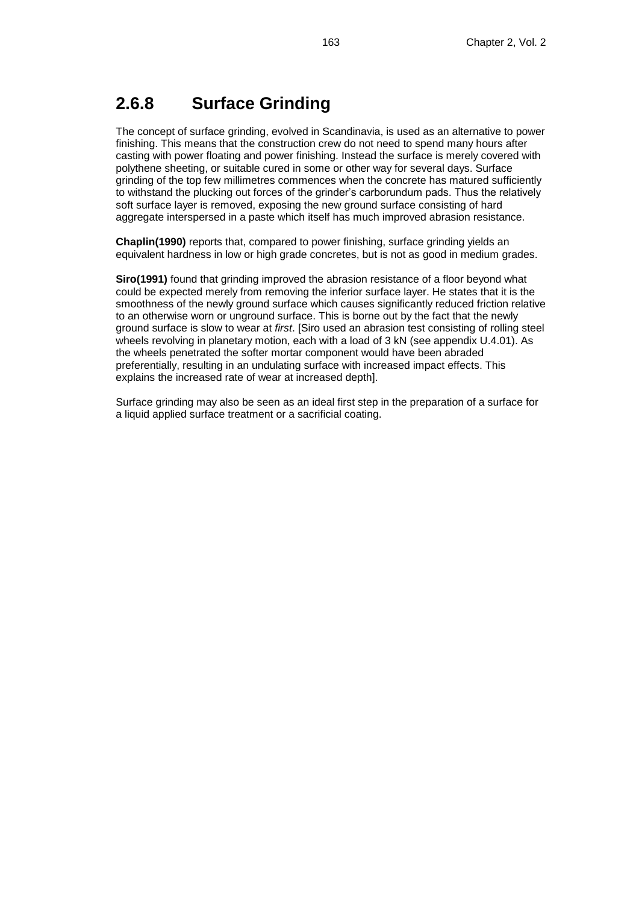## 2.6.8 Surface Grinding

The concept of surface grinding, evolved in Scandinavia, is used as an alternative to power finishing. This means that the construction crew do not need to spend many hours after casting with power floating and power finishing. Instead the surface is merely covered with polythene sheeting, or suitable cured in some or other way for several days. Surface grinding of the top few millimetres commences when the concrete has matured sufficiently to withstand the plucking out forces of the grinder's carborundum pads. Thus the relatively soft surface layer is removed, exposing the new ground surface consisting of hard aggregate interspersed in a paste which itself has much improved abrasion resistance.

**Chaplin(1990)** reports that, compared to power finishing, surface grinding yields an equivalent hardness in low or high grade concretes, but is not as good in medium grades.

**Siro(1991)** found that grinding improved the abrasion resistance of a floor beyond what could be expected merely from removing the inferior surface layer. He states that it is the smoothness of the newly ground surface which causes significantly reduced friction relative to an otherwise worn or unground surface. This is borne out by the fact that the newly ground surface is slow to wear at *first*. [Siro used an abrasion test consisting of rolling steel wheels revolving in planetary motion, each with a load of 3 kN (see appendix U.4.01). As the wheels penetrated the softer mortar component would have been abraded preferentially, resulting in an undulating surface with increased impact effects. This explains the increased rate of wear at increased depth].

Surface grinding may also be seen as an ideal first step in the preparation of a surface for a liquid applied surface treatment or a sacrificial coating.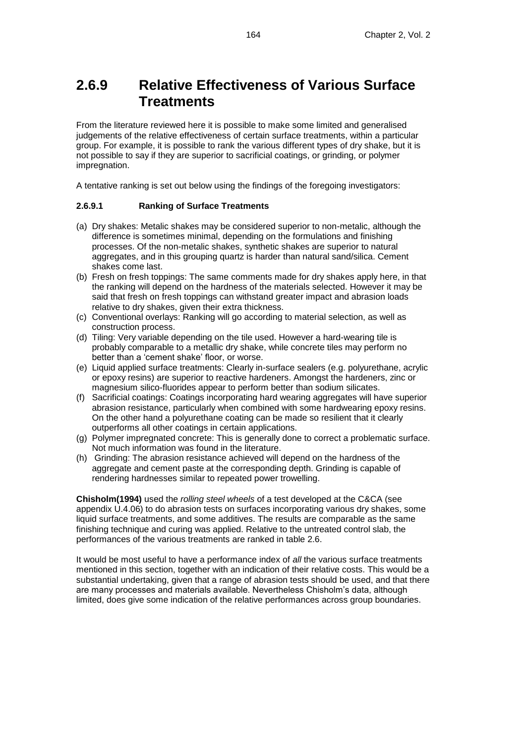## 2.6.9 Relative Effectiveness of Various Surface Treatments

From the literature reviewed here it is possible to make some limited and generalised judgements of the relative effectiveness of certain surface treatments, within a particular group. For example, it is possible to rank the various different types of dry shake, but it is not possible to say if they are superior to sacrificial coatings, or grinding, or polymer impregnation.

A tentative ranking is set out below using the findings of the foregoing investigators:

#### 2.6.9.1 Ranking of Surface Treatments

(a) Dry shakes: Metalic shakes may be considered superior to non-metalic, although the difference is sometimes minimal, depending on the formulations and finishing processes. Of the non-metalic shakes, synthetic shakes are superior to natural aggregates, and in this grouping quartz is harder than natural sand/silica. Cement shakes come last.

(b) Fresh on fresh toppings: The same comments made for dry shakes apply here, in that the ranking will depend on the hardness of the materials selected. However it may be said that fresh on fresh toppings can withstand greater impact and abrasion loads relative to dry shakes, given their extra thickness.

(c) Conventional overlays: Ranking will go according to material selection, as well as construction process.

(d) Tiling: Very variable depending on the tile used. However a hard-wearing tile is probably comparable to a metallic dry shake, while concrete tiles may perform no better than a 'cement shake' floor, or worse.

(e) Liquid applied surface treatments: Clearly in-surface sealers (e.g. polyurethane, acrylic or epoxy resins) are superior to reactive hardeners. Amongst the hardeners, zinc or magnesium silico-fluorides appear to perform better than sodium silicates.

(f) Sacrificial coatings: Coatings incorporating hard wearing aggregates will have superior abrasion resistance, particularly when combined with some hardwearing epoxy resins. On the other hand a polyurethane coating can be made so resilient that it clearly outperforms all other coatings in certain applications.

(g) Polymer impregnated concrete: This is generally done to correct a problematic surface. Not much information was found in the literature.

(h) Grinding: The abrasion resistance achieved will depend on the hardness of the aggregate and cement paste at the corresponding depth. Grinding is capable of rendering hardnesses similar to repeated power trowelling.

**Chisholm(1994)** used the *rolling steel wheels* of a test developed at the C&CA (see appendix U.4.06) to do abrasion tests on surfaces incorporating various dry shakes, some liquid surface treatments, and some additives. The results are comparable as the same finishing technique and curing was applied. Relative to the untreated control slab, the performances of the various treatments are ranked in table 2.6.

It would be most useful to have a performance index of *all* the various surface treatments mentioned in this section, together with an indication of their relative costs. This would be a substantial undertaking, given that a range of abrasion tests should be used, and that there are many processes and materials available. Nevertheless Chisholm's data, although limited, does give some indication of the relative performances across group boundaries.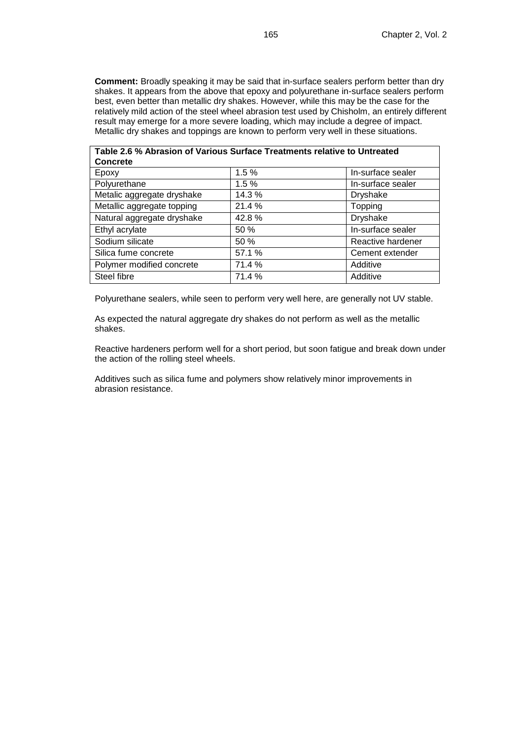**Comment:** Broadly speaking it may be said that in-surface sealers perform better than dry shakes. It appears from the above that epoxy and polyurethane in-surface sealers perform best, even better than metallic dry shakes. However, while this may be the case for the relatively mild action of the steel wheel abrasion test used by Chisholm, an entirely different result may emerge for a more severe loading, which may include a degree of impact. Metallic dry shakes and toppings are known to perform very well in these situations.

| **Table 2.6 % Abrasion of Various Surface Treatments relative to Untreated Concrete** | | |
|---|---|---|
| Epoxy | 1.5 % | In-surface sealer |
| Polyurethane | 1.5 % | In-surface sealer |
| Metalic aggregate dryshake | 14.3 % | Dryshake |
| Metallic aggregate topping | 21.4 % | Topping |
| Natural aggregate dryshake | 42.8 % | Dryshake |
| Ethyl acrylate | 50 % | In-surface sealer |
| Sodium silicate | 50 % | Reactive hardener |
| Silica fume concrete | 57.1 % | Cement extender |
| Polymer modified concrete | 71.4 % | Additive |
| Steel fibre | 71.4 % | Additive |

Polyurethane sealers, while seen to perform very well here, are generally not UV stable.

As expected the natural aggregate dry shakes do not perform as well as the metallic shakes.

Reactive hardeners perform well for a short period, but soon fatigue and break down under the action of the rolling steel wheels.

Additives such as silica fume and polymers show relatively minor improvements in abrasion resistance.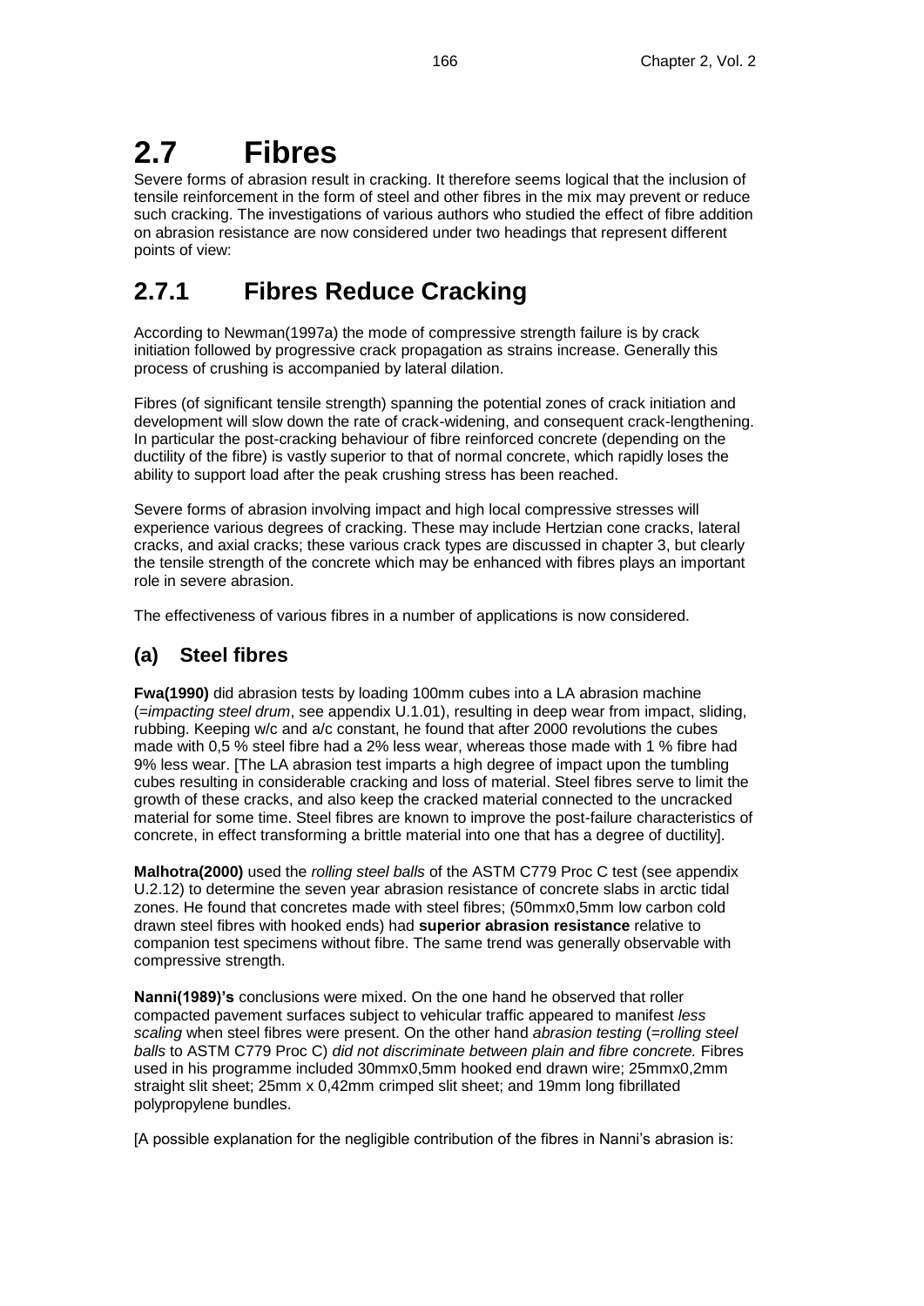# 2.7 Fibres

Severe forms of abrasion result in cracking. It therefore seems logical that the inclusion of tensile reinforcement in the form of steel and other fibres in the mix may prevent or reduce such cracking. The investigations of various authors who studied the effect of fibre addition on abrasion resistance are now considered under two headings that represent different points of view:

## 2.7.1 Fibres Reduce Cracking

According to Newman(1997a) the mode of compressive strength failure is by crack initiation followed by progressive crack propagation as strains increase. Generally this process of crushing is accompanied by lateral dilation.

Fibres (of significant tensile strength) spanning the potential zones of crack initiation and development will slow down the rate of crack-widening, and consequent crack-lengthening. In particular the post-cracking behaviour of fibre reinforced concrete (depending on the ductility of the fibre) is vastly superior to that of normal concrete, which rapidly loses the ability to support load after the peak crushing stress has been reached.

Severe forms of abrasion involving impact and high local compressive stresses will experience various degrees of cracking. These may include Hertzian cone cracks, lateral cracks, and axial cracks; these various crack types are discussed in chapter 3, but clearly the tensile strength of the concrete which may be enhanced with fibres plays an important role in severe abrasion.

The effectiveness of various fibres in a number of applications is now considered.

### (a) Steel fibres

**Fwa(1990)** did abrasion tests by loading 100mm cubes into a LA abrasion machine (=*impacting steel drum*, see appendix U.1.01), resulting in deep wear from impact, sliding, rubbing. Keeping w/c and a/c constant, he found that after 2000 revolutions the cubes made with 0,5 % steel fibre had a 2% less wear, whereas those made with 1 % fibre had 9% less wear. [The LA abrasion test imparts a high degree of impact upon the tumbling cubes resulting in considerable cracking and loss of material. Steel fibres serve to limit the growth of these cracks, and also keep the cracked material connected to the uncracked material for some time. Steel fibres are known to improve the post-failure characteristics of concrete, in effect transforming a brittle material into one that has a degree of ductility].

**Malhotra(2000)** used the *rolling steel balls* of the ASTM C779 Proc C test (see appendix U.2.12) to determine the seven year abrasion resistance of concrete slabs in arctic tidal zones. He found that concretes made with steel fibres; (50mmx0,5mm low carbon cold drawn steel fibres with hooked ends) had **superior abrasion resistance** relative to companion test specimens without fibre. The same trend was generally observable with compressive strength.

**Nanni(1989)'s** conclusions were mixed. On the one hand he observed that roller compacted pavement surfaces subject to vehicular traffic appeared to manifest *less scaling* when steel fibres were present. On the other hand *abrasion testing* (=*rolling steel balls* to ASTM C779 Proc C) *did not discriminate between plain and fibre concrete.* Fibres used in his programme included 30mmx0,5mm hooked end drawn wire; 25mmx0,2mm straight slit sheet; 25mm x 0,42mm crimped slit sheet; and 19mm long fibrillated polypropylene bundles.

[A possible explanation for the negligible contribution of the fibres in Nanni's abrasion is: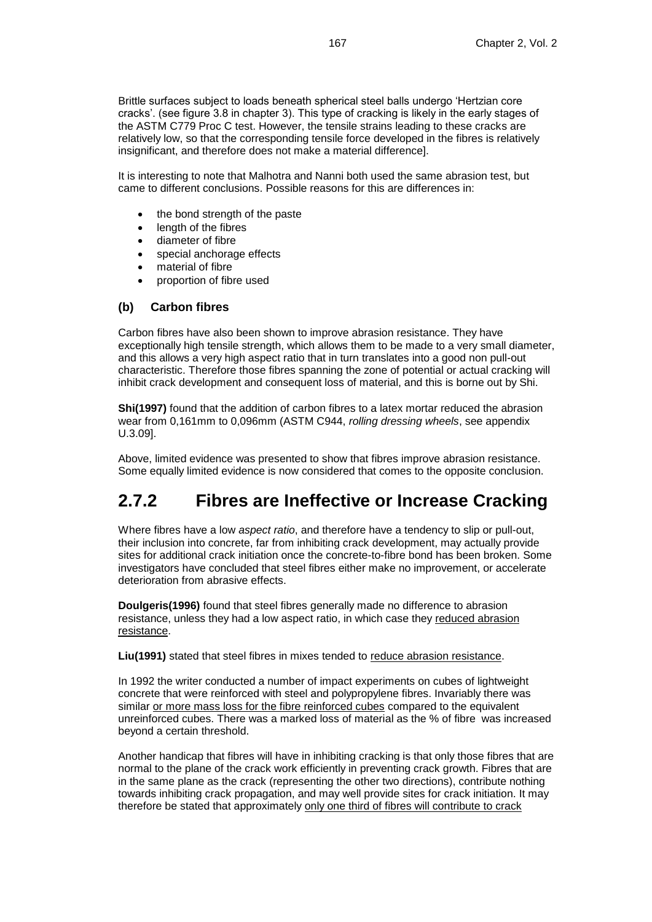Brittle surfaces subject to loads beneath spherical steel balls undergo 'Hertzian core cracks'. (see figure 3.8 in chapter 3). This type of cracking is likely in the early stages of the ASTM C779 Proc C test. However, the tensile strains leading to these cracks are relatively low, so that the corresponding tensile force developed in the fibres is relatively insignificant, and therefore does not make a material difference].

It is interesting to note that Malhotra and Nanni both used the same abrasion test, but came to different conclusions. Possible reasons for this are differences in:

- the bond strength of the paste
- length of the fibres
- diameter of fibre
- special anchorage effects
- material of fibre
- proportion of fibre used

### (b) Carbon fibres

Carbon fibres have also been shown to improve abrasion resistance. They have exceptionally high tensile strength, which allows them to be made to a very small diameter, and this allows a very high aspect ratio that in turn translates into a good non pull-out characteristic. Therefore those fibres spanning the zone of potential or actual cracking will inhibit crack development and consequent loss of material, and this is borne out by Shi.

**Shi(1997)** found that the addition of carbon fibres to a latex mortar reduced the abrasion wear from 0,161mm to 0,096mm (ASTM C944, *rolling dressing wheels*, see appendix U.3.09].

Above, limited evidence was presented to show that fibres improve abrasion resistance. Some equally limited evidence is now considered that comes to the opposite conclusion.

## 2.7.2 Fibres are Ineffective or Increase Cracking

Where fibres have a low *aspect ratio*, and therefore have a tendency to slip or pull-out, their inclusion into concrete, far from inhibiting crack development, may actually provide sites for additional crack initiation once the concrete-to-fibre bond has been broken. Some investigators have concluded that steel fibres either make no improvement, or accelerate deterioration from abrasive effects.

**Doulgeris(1996)** found that steel fibres generally made no difference to abrasion resistance, unless they had a low aspect ratio, in which case they <u>reduced abrasion resistance</u>.

**Liu(1991)** stated that steel fibres in mixes tended to <u>reduce abrasion resistance</u>.

In 1992 the writer conducted a number of impact experiments on cubes of lightweight concrete that were reinforced with steel and polypropylene fibres. Invariably there was similar <u>or more mass loss for the fibre reinforced cubes</u> compared to the equivalent unreinforced cubes. There was a marked loss of material as the % of fibre was increased beyond a certain threshold.

Another handicap that fibres will have in inhibiting cracking is that only those fibres that are normal to the plane of the crack work efficiently in preventing crack growth. Fibres that are in the same plane as the crack (representing the other two directions), contribute nothing towards inhibiting crack propagation, and may well provide sites for crack initiation. It may therefore be stated that approximately <u>only one third of fibres will contribute to crack</u>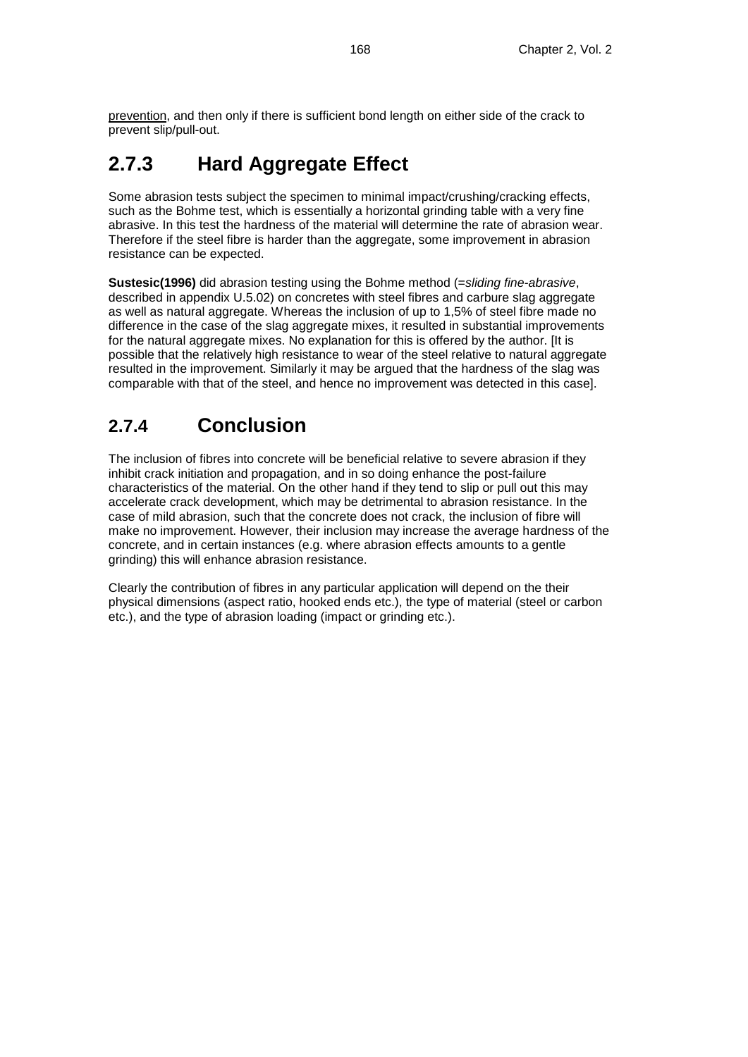prevention, and then only if there is sufficient bond length on either side of the crack to prevent slip/pull-out.

## 2.7.3 Hard Aggregate Effect

Some abrasion tests subject the specimen to minimal impact/crushing/cracking effects, such as the Bohme test, which is essentially a horizontal grinding table with a very fine abrasive. In this test the hardness of the material will determine the rate of abrasion wear. Therefore if the steel fibre is harder than the aggregate, some improvement in abrasion resistance can be expected.

**Sustesic(1996)** did abrasion testing using the Bohme method (=*sliding fine-abrasive*, described in appendix U.5.02) on concretes with steel fibres and carbure slag aggregate as well as natural aggregate. Whereas the inclusion of up to 1,5% of steel fibre made no difference in the case of the slag aggregate mixes, it resulted in substantial improvements for the natural aggregate mixes. No explanation for this is offered by the author. [It is possible that the relatively high resistance to wear of the steel relative to natural aggregate resulted in the improvement. Similarly it may be argued that the hardness of the slag was comparable with that of the steel, and hence no improvement was detected in this case].

## 2.7.4 Conclusion

The inclusion of fibres into concrete will be beneficial relative to severe abrasion if they inhibit crack initiation and propagation, and in so doing enhance the post-failure characteristics of the material. On the other hand if they tend to slip or pull out this may accelerate crack development, which may be detrimental to abrasion resistance. In the case of mild abrasion, such that the concrete does not crack, the inclusion of fibre will make no improvement. However, their inclusion may increase the average hardness of the concrete, and in certain instances (e.g. where abrasion effects amounts to a gentle grinding) this will enhance abrasion resistance.

Clearly the contribution of fibres in any particular application will depend on the their physical dimensions (aspect ratio, hooked ends etc.), the type of material (steel or carbon etc.), and the type of abrasion loading (impact or grinding etc.).